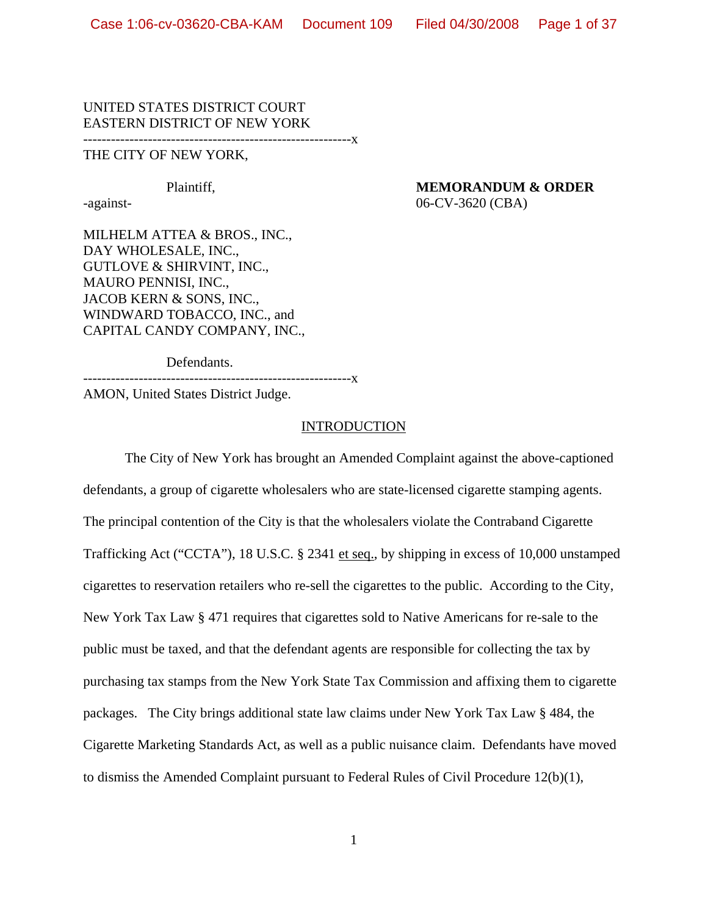UNITED STATES DISTRICT COURT
EASTERN DISTRICT OF NEW YORK

---------------------------------------------------------x

THE CITY OF NEW YORK,

Plaintiff,

-against-

**MEMORANDUM & ORDER**
06-CV-3620 (CBA)

MILHELM ATTEA & BROS., INC.,
DAY WHOLESALE, INC.,
GUTLOVE & SHIRVINT, INC.,
MAURO PENNISI, INC.,
JACOB KERN & SONS, INC.,
WINDWARD TOBACCO, INC., and
CAPITAL CANDY COMPANY, INC.,

Defendants.

---------------------------------------------------------x

AMON, United States District Judge.

## INTRODUCTION

The City of New York has brought an Amended Complaint against the above-captioned defendants, a group of cigarette wholesalers who are state-licensed cigarette stamping agents. The principal contention of the City is that the wholesalers violate the Contraband Cigarette Trafficking Act ("CCTA"), 18 U.S.C. § 2341 et seq., by shipping in excess of 10,000 unstamped cigarettes to reservation retailers who re-sell the cigarettes to the public. According to the City, New York Tax Law § 471 requires that cigarettes sold to Native Americans for re-sale to the public must be taxed, and that the defendant agents are responsible for collecting the tax by purchasing tax stamps from the New York State Tax Commission and affixing them to cigarette packages. The City brings additional state law claims under New York Tax Law § 484, the Cigarette Marketing Standards Act, as well as a public nuisance claim. Defendants have moved to dismiss the Amended Complaint pursuant to Federal Rules of Civil Procedure 12(b)(1),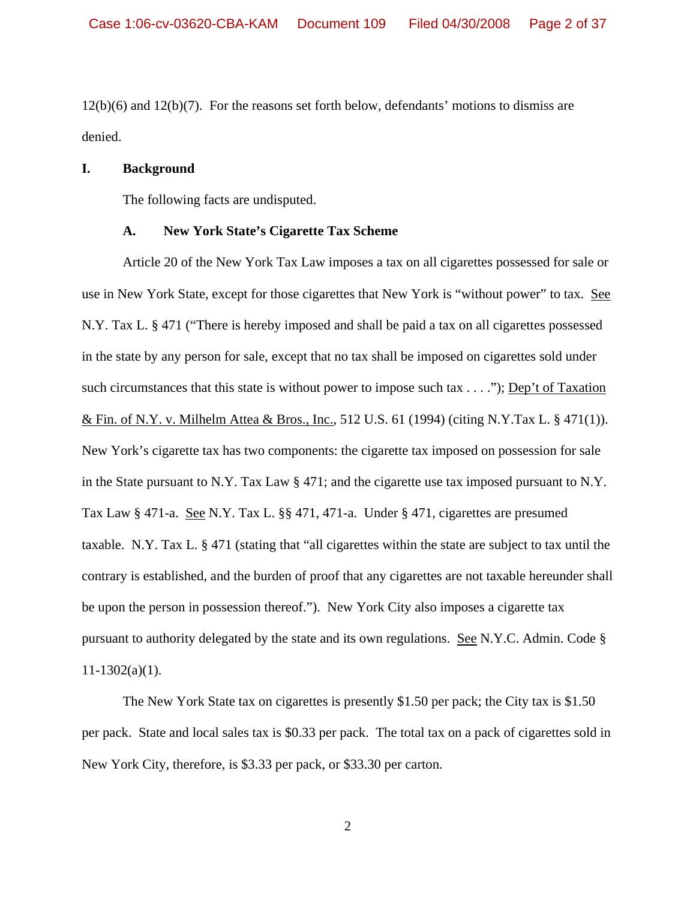12(b)(6) and 12(b)(7). For the reasons set forth below, defendants' motions to dismiss are denied.

## I. Background

The following facts are undisputed.

### A. New York State's Cigarette Tax Scheme

Article 20 of the New York Tax Law imposes a tax on all cigarettes possessed for sale or use in New York State, except for those cigarettes that New York is "without power" to tax. See N.Y. Tax L. § 471 ("There is hereby imposed and shall be paid a tax on all cigarettes possessed in the state by any person for sale, except that no tax shall be imposed on cigarettes sold under such circumstances that this state is without power to impose such tax . . . ."); Dep't of Taxation & Fin. of N.Y. v. Milhelm Attea & Bros., Inc., 512 U.S. 61 (1994) (citing N.Y.Tax L. § 471(1)). New York's cigarette tax has two components: the cigarette tax imposed on possession for sale in the State pursuant to N.Y. Tax Law § 471; and the cigarette use tax imposed pursuant to N.Y. Tax Law § 471-a. See N.Y. Tax L. §§ 471, 471-a. Under § 471, cigarettes are presumed taxable. N.Y. Tax L. § 471 (stating that "all cigarettes within the state are subject to tax until the contrary is established, and the burden of proof that any cigarettes are not taxable hereunder shall be upon the person in possession thereof."). New York City also imposes a cigarette tax pursuant to authority delegated by the state and its own regulations. See N.Y.C. Admin. Code § 11-1302(a)(1).

The New York State tax on cigarettes is presently $1.50 per pack; the City tax is $1.50 per pack. State and local sales tax is $0.33 per pack. The total tax on a pack of cigarettes sold in New York City, therefore, is $3.33 per pack, or $33.30 per carton.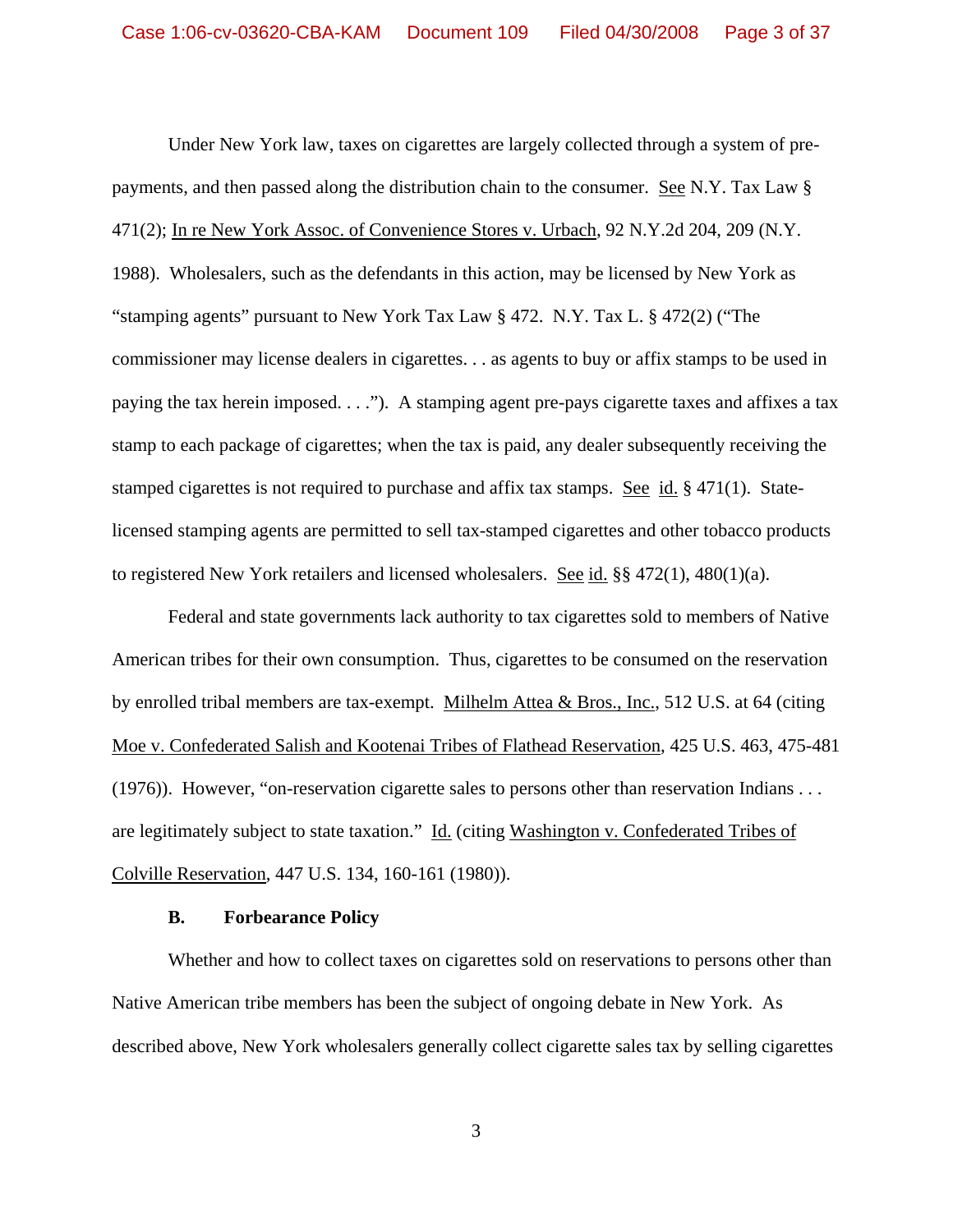Under New York law, taxes on cigarettes are largely collected through a system of pre-payments, and then passed along the distribution chain to the consumer. See N.Y. Tax Law § 471(2); In re New York Assoc. of Convenience Stores v. Urbach, 92 N.Y.2d 204, 209 (N.Y. 1988). Wholesalers, such as the defendants in this action, may be licensed by New York as "stamping agents" pursuant to New York Tax Law § 472. N.Y. Tax L. § 472(2) ("The commissioner may license dealers in cigarettes. . . as agents to buy or affix stamps to be used in paying the tax herein imposed. . . ."). A stamping agent pre-pays cigarette taxes and affixes a tax stamp to each package of cigarettes; when the tax is paid, any dealer subsequently receiving the stamped cigarettes is not required to purchase and affix tax stamps. See id. § 471(1). State-licensed stamping agents are permitted to sell tax-stamped cigarettes and other tobacco products to registered New York retailers and licensed wholesalers. See id. §§ 472(1), 480(1)(a).

Federal and state governments lack authority to tax cigarettes sold to members of Native American tribes for their own consumption. Thus, cigarettes to be consumed on the reservation by enrolled tribal members are tax-exempt. Milhelm Attea & Bros., Inc., 512 U.S. at 64 (citing Moe v. Confederated Salish and Kootenai Tribes of Flathead Reservation, 425 U.S. 463, 475-481 (1976)). However, "on-reservation cigarette sales to persons other than reservation Indians . . . are legitimately subject to state taxation." Id. (citing Washington v. Confederated Tribes of Colville Reservation, 447 U.S. 134, 160-161 (1980)).

### B. Forbearance Policy

Whether and how to collect taxes on cigarettes sold on reservations to persons other than Native American tribe members has been the subject of ongoing debate in New York. As described above, New York wholesalers generally collect cigarette sales tax by selling cigarettes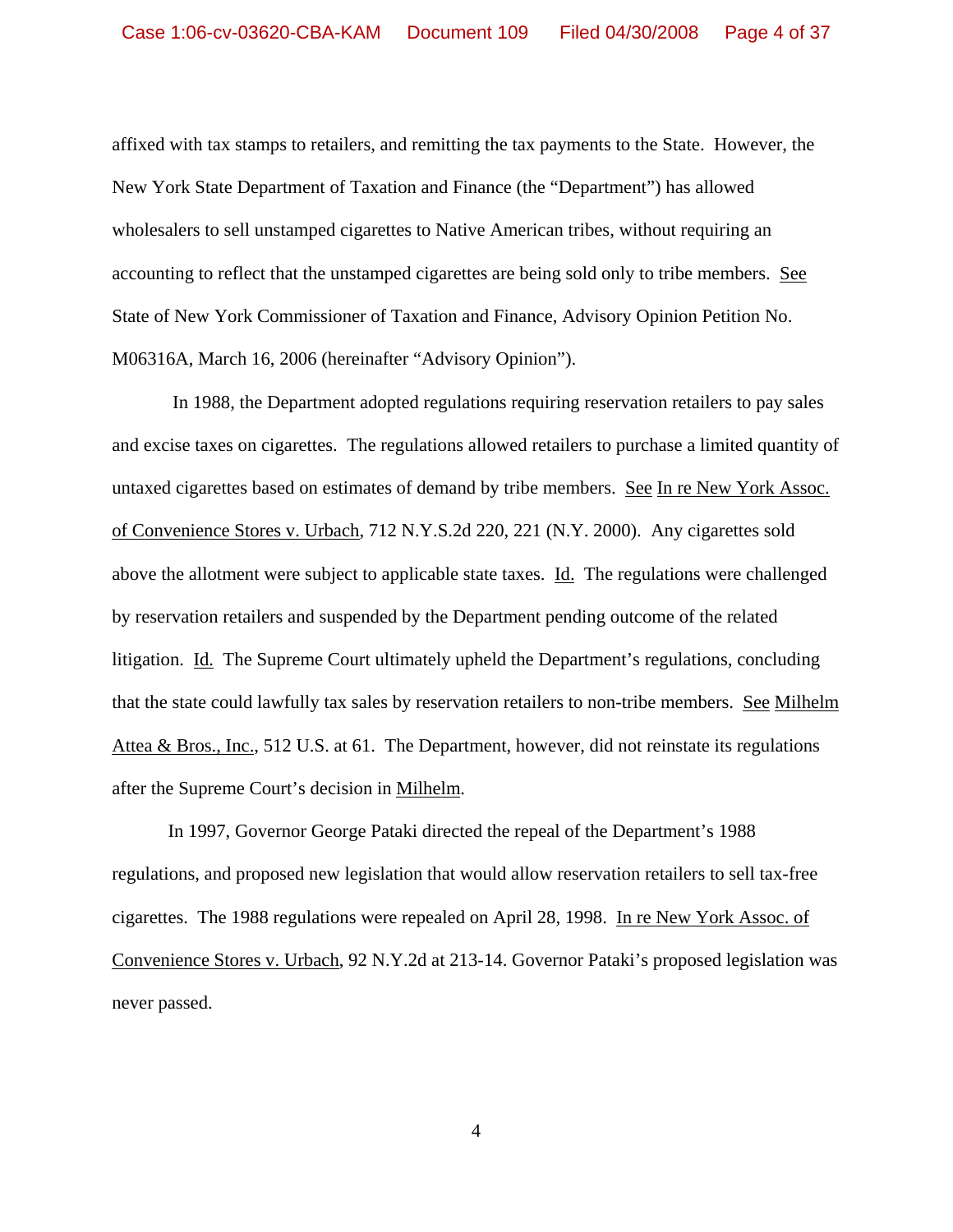affixed with tax stamps to retailers, and remitting the tax payments to the State. However, the New York State Department of Taxation and Finance (the "Department") has allowed wholesalers to sell unstamped cigarettes to Native American tribes, without requiring an accounting to reflect that the unstamped cigarettes are being sold only to tribe members. See State of New York Commissioner of Taxation and Finance, Advisory Opinion Petition No. M06316A, March 16, 2006 (hereinafter "Advisory Opinion").

In 1988, the Department adopted regulations requiring reservation retailers to pay sales and excise taxes on cigarettes. The regulations allowed retailers to purchase a limited quantity of untaxed cigarettes based on estimates of demand by tribe members. See In re New York Assoc. of Convenience Stores v. Urbach, 712 N.Y.S.2d 220, 221 (N.Y. 2000). Any cigarettes sold above the allotment were subject to applicable state taxes. Id. The regulations were challenged by reservation retailers and suspended by the Department pending outcome of the related litigation. Id. The Supreme Court ultimately upheld the Department's regulations, concluding that the state could lawfully tax sales by reservation retailers to non-tribe members. See Milhelm Attea & Bros., Inc., 512 U.S. at 61. The Department, however, did not reinstate its regulations after the Supreme Court's decision in Milhelm.

In 1997, Governor George Pataki directed the repeal of the Department's 1988 regulations, and proposed new legislation that would allow reservation retailers to sell tax-free cigarettes. The 1988 regulations were repealed on April 28, 1998. In re New York Assoc. of Convenience Stores v. Urbach, 92 N.Y.2d at 213-14. Governor Pataki's proposed legislation was never passed.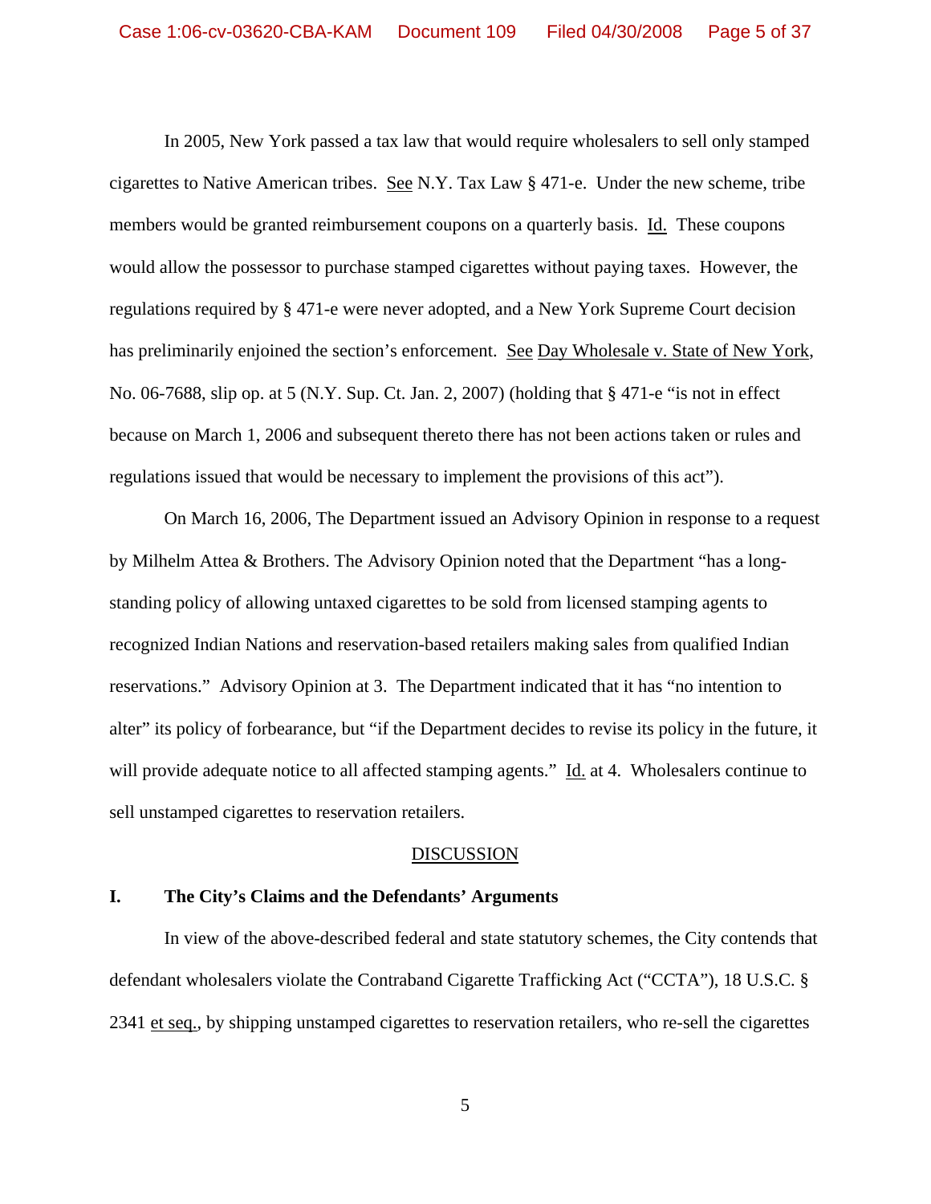In 2005, New York passed a tax law that would require wholesalers to sell only stamped cigarettes to Native American tribes. See N.Y. Tax Law § 471-e. Under the new scheme, tribe members would be granted reimbursement coupons on a quarterly basis. Id. These coupons would allow the possessor to purchase stamped cigarettes without paying taxes. However, the regulations required by § 471-e were never adopted, and a New York Supreme Court decision has preliminarily enjoined the section's enforcement. See Day Wholesale v. State of New York, No. 06-7688, slip op. at 5 (N.Y. Sup. Ct. Jan. 2, 2007) (holding that § 471-e "is not in effect because on March 1, 2006 and subsequent thereto there has not been actions taken or rules and regulations issued that would be necessary to implement the provisions of this act").

On March 16, 2006, The Department issued an Advisory Opinion in response to a request by Milhelm Attea & Brothers. The Advisory Opinion noted that the Department "has a long-standing policy of allowing untaxed cigarettes to be sold from licensed stamping agents to recognized Indian Nations and reservation-based retailers making sales from qualified Indian reservations." Advisory Opinion at 3. The Department indicated that it has "no intention to alter" its policy of forbearance, but "if the Department decides to revise its policy in the future, it will provide adequate notice to all affected stamping agents." Id. at 4. Wholesalers continue to sell unstamped cigarettes to reservation retailers.

## DISCUSSION

### I. The City's Claims and the Defendants' Arguments

In view of the above-described federal and state statutory schemes, the City contends that defendant wholesalers violate the Contraband Cigarette Trafficking Act ("CCTA"), 18 U.S.C. § 2341 et seq., by shipping unstamped cigarettes to reservation retailers, who re-sell the cigarettes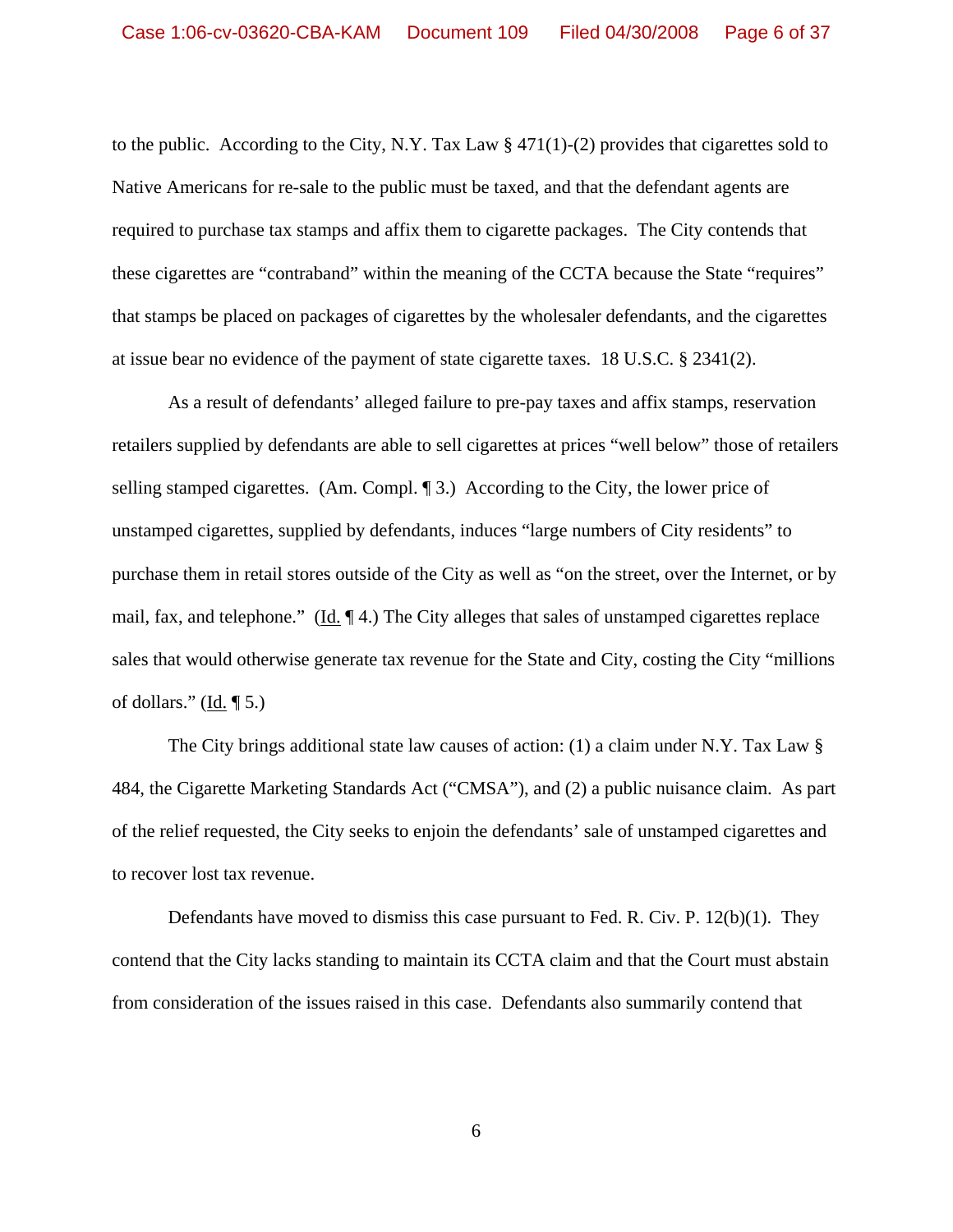to the public. According to the City, N.Y. Tax Law § 471(1)-(2) provides that cigarettes sold to Native Americans for re-sale to the public must be taxed, and that the defendant agents are required to purchase tax stamps and affix them to cigarette packages. The City contends that these cigarettes are "contraband" within the meaning of the CCTA because the State "requires" that stamps be placed on packages of cigarettes by the wholesaler defendants, and the cigarettes at issue bear no evidence of the payment of state cigarette taxes. 18 U.S.C. § 2341(2).

As a result of defendants' alleged failure to pre-pay taxes and affix stamps, reservation retailers supplied by defendants are able to sell cigarettes at prices "well below" those of retailers selling stamped cigarettes. (Am. Compl. ¶ 3.) According to the City, the lower price of unstamped cigarettes, supplied by defendants, induces "large numbers of City residents" to purchase them in retail stores outside of the City as well as "on the street, over the Internet, or by mail, fax, and telephone." (Id. ¶ 4.) The City alleges that sales of unstamped cigarettes replace sales that would otherwise generate tax revenue for the State and City, costing the City "millions of dollars." (Id. ¶ 5.)

The City brings additional state law causes of action: (1) a claim under N.Y. Tax Law § 484, the Cigarette Marketing Standards Act ("CMSA"), and (2) a public nuisance claim. As part of the relief requested, the City seeks to enjoin the defendants' sale of unstamped cigarettes and to recover lost tax revenue.

Defendants have moved to dismiss this case pursuant to Fed. R. Civ. P. 12(b)(1). They contend that the City lacks standing to maintain its CCTA claim and that the Court must abstain from consideration of the issues raised in this case. Defendants also summarily contend that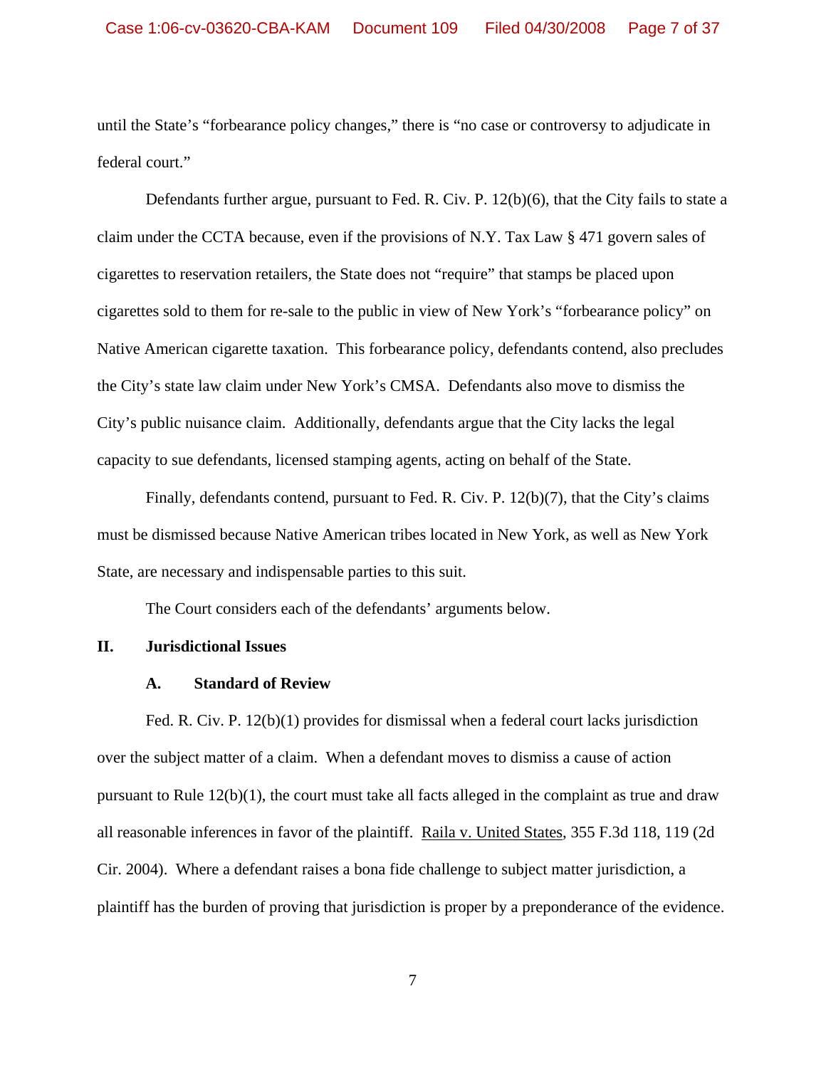until the State's "forbearance policy changes," there is "no case or controversy to adjudicate in federal court."

Defendants further argue, pursuant to Fed. R. Civ. P. 12(b)(6), that the City fails to state a claim under the CCTA because, even if the provisions of N.Y. Tax Law § 471 govern sales of cigarettes to reservation retailers, the State does not "require" that stamps be placed upon cigarettes sold to them for re-sale to the public in view of New York's "forbearance policy" on Native American cigarette taxation. This forbearance policy, defendants contend, also precludes the City's state law claim under New York's CMSA. Defendants also move to dismiss the City's public nuisance claim. Additionally, defendants argue that the City lacks the legal capacity to sue defendants, licensed stamping agents, acting on behalf of the State.

Finally, defendants contend, pursuant to Fed. R. Civ. P. 12(b)(7), that the City's claims must be dismissed because Native American tribes located in New York, as well as New York State, are necessary and indispensable parties to this suit.

The Court considers each of the defendants' arguments below.

## II. Jurisdictional Issues

### A. Standard of Review

Fed. R. Civ. P. 12(b)(1) provides for dismissal when a federal court lacks jurisdiction over the subject matter of a claim. When a defendant moves to dismiss a cause of action pursuant to Rule 12(b)(1), the court must take all facts alleged in the complaint as true and draw all reasonable inferences in favor of the plaintiff. Raila v. United States, 355 F.3d 118, 119 (2d Cir. 2004). Where a defendant raises a bona fide challenge to subject matter jurisdiction, a plaintiff has the burden of proving that jurisdiction is proper by a preponderance of the evidence.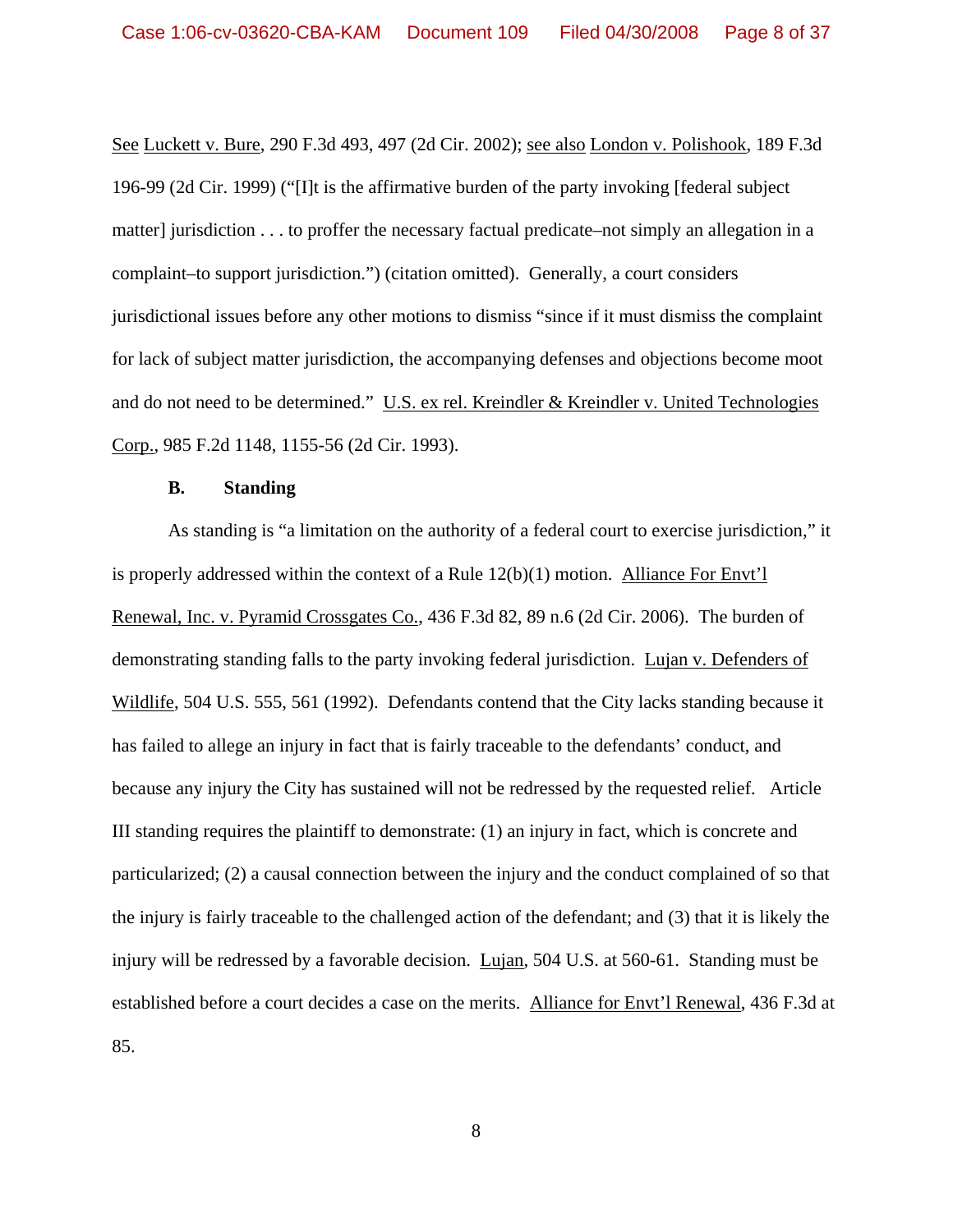See Luckett v. Bure, 290 F.3d 493, 497 (2d Cir. 2002); see also London v. Polishook, 189 F.3d 196-99 (2d Cir. 1999) ("[I]t is the affirmative burden of the party invoking [federal subject matter] jurisdiction . . . to proffer the necessary factual predicate–not simply an allegation in a complaint–to support jurisdiction.") (citation omitted). Generally, a court considers jurisdictional issues before any other motions to dismiss "since if it must dismiss the complaint for lack of subject matter jurisdiction, the accompanying defenses and objections become moot and do not need to be determined." U.S. ex rel. Kreindler & Kreindler v. United Technologies Corp., 985 F.2d 1148, 1155-56 (2d Cir. 1993).

### B. Standing

As standing is "a limitation on the authority of a federal court to exercise jurisdiction," it is properly addressed within the context of a Rule 12(b)(1) motion. Alliance For Envt'l Renewal, Inc. v. Pyramid Crossgates Co., 436 F.3d 82, 89 n.6 (2d Cir. 2006). The burden of demonstrating standing falls to the party invoking federal jurisdiction. Lujan v. Defenders of Wildlife, 504 U.S. 555, 561 (1992). Defendants contend that the City lacks standing because it has failed to allege an injury in fact that is fairly traceable to the defendants' conduct, and because any injury the City has sustained will not be redressed by the requested relief. Article III standing requires the plaintiff to demonstrate: (1) an injury in fact, which is concrete and particularized; (2) a causal connection between the injury and the conduct complained of so that the injury is fairly traceable to the challenged action of the defendant; and (3) that it is likely the injury will be redressed by a favorable decision. Lujan, 504 U.S. at 560-61. Standing must be established before a court decides a case on the merits. Alliance for Envt'l Renewal, 436 F.3d at 85.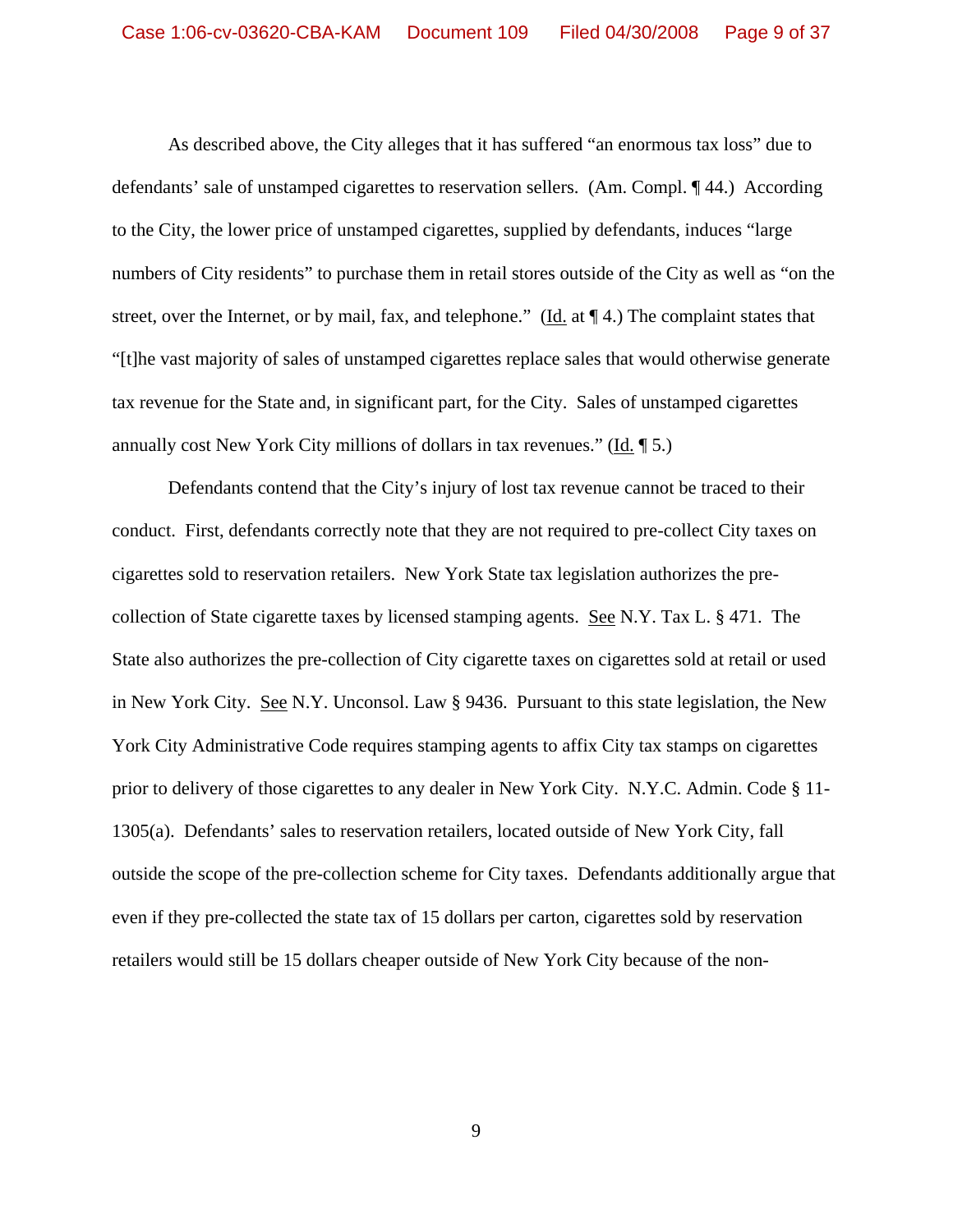As described above, the City alleges that it has suffered "an enormous tax loss" due to defendants' sale of unstamped cigarettes to reservation sellers. (Am. Compl. ¶ 44.) According to the City, the lower price of unstamped cigarettes, supplied by defendants, induces "large numbers of City residents" to purchase them in retail stores outside of the City as well as "on the street, over the Internet, or by mail, fax, and telephone." (Id. at ¶ 4.) The complaint states that "[t]he vast majority of sales of unstamped cigarettes replace sales that would otherwise generate tax revenue for the State and, in significant part, for the City. Sales of unstamped cigarettes annually cost New York City millions of dollars in tax revenues." (Id. ¶ 5.)

Defendants contend that the City's injury of lost tax revenue cannot be traced to their conduct. First, defendants correctly note that they are not required to pre-collect City taxes on cigarettes sold to reservation retailers. New York State tax legislation authorizes the pre-collection of State cigarette taxes by licensed stamping agents. See N.Y. Tax L. § 471. The State also authorizes the pre-collection of City cigarette taxes on cigarettes sold at retail or used in New York City. See N.Y. Unconsol. Law § 9436. Pursuant to this state legislation, the New York City Administrative Code requires stamping agents to affix City tax stamps on cigarettes prior to delivery of those cigarettes to any dealer in New York City. N.Y.C. Admin. Code § 11-1305(a). Defendants' sales to reservation retailers, located outside of New York City, fall outside the scope of the pre-collection scheme for City taxes. Defendants additionally argue that even if they pre-collected the state tax of 15 dollars per carton, cigarettes sold by reservation retailers would still be 15 dollars cheaper outside of New York City because of the non-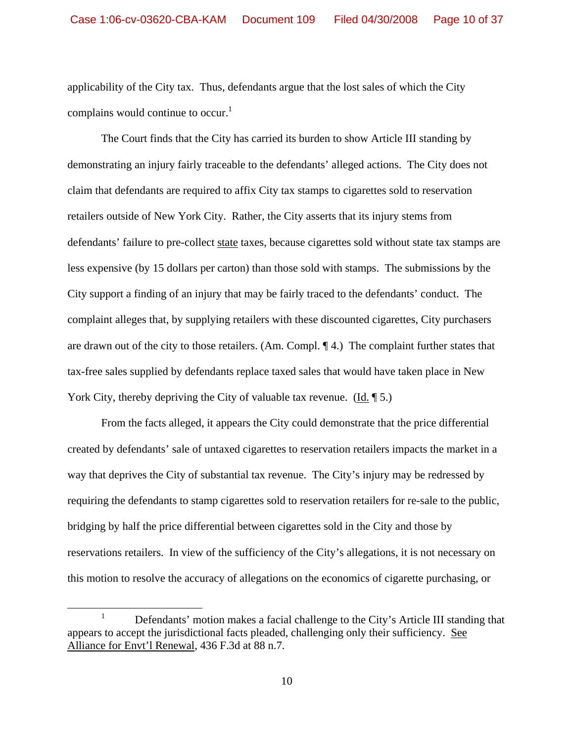applicability of the City tax. Thus, defendants argue that the lost sales of which the City complains would continue to occur.[1]

The Court finds that the City has carried its burden to show Article III standing by demonstrating an injury fairly traceable to the defendants' alleged actions. The City does not claim that defendants are required to affix City tax stamps to cigarettes sold to reservation retailers outside of New York City. Rather, the City asserts that its injury stems from defendants' failure to pre-collect state taxes, because cigarettes sold without state tax stamps are less expensive (by 15 dollars per carton) than those sold with stamps. The submissions by the City support a finding of an injury that may be fairly traced to the defendants' conduct. The complaint alleges that, by supplying retailers with these discounted cigarettes, City purchasers are drawn out of the city to those retailers. (Am. Compl. ¶ 4.) The complaint further states that tax-free sales supplied by defendants replace taxed sales that would have taken place in New York City, thereby depriving the City of valuable tax revenue. (Id. ¶ 5.)

From the facts alleged, it appears the City could demonstrate that the price differential created by defendants' sale of untaxed cigarettes to reservation retailers impacts the market in a way that deprives the City of substantial tax revenue. The City's injury may be redressed by requiring the defendants to stamp cigarettes sold to reservation retailers for re-sale to the public, bridging by half the price differential between cigarettes sold in the City and those by reservations retailers. In view of the sufficiency of the City's allegations, it is not necessary on this motion to resolve the accuracy of allegations on the economics of cigarette purchasing, or

---

[1] Defendants' motion makes a facial challenge to the City's Article III standing that appears to accept the jurisdictional facts pleaded, challenging only their sufficiency. See Alliance for Envt'l Renewal, 436 F.3d at 88 n.7.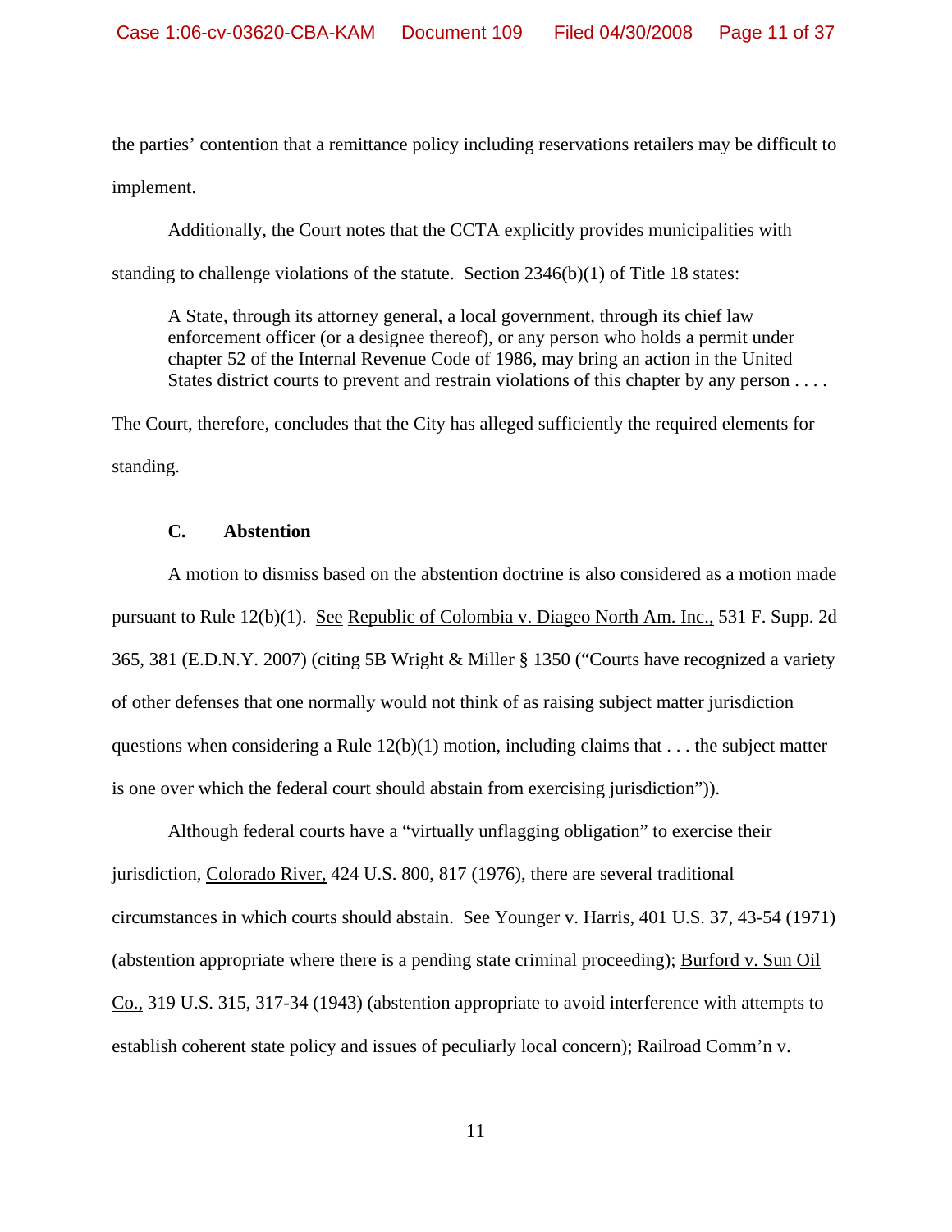the parties' contention that a remittance policy including reservations retailers may be difficult to implement.

Additionally, the Court notes that the CCTA explicitly provides municipalities with standing to challenge violations of the statute. Section 2346(b)(1) of Title 18 states:

> A State, through its attorney general, a local government, through its chief law enforcement officer (or a designee thereof), or any person who holds a permit under chapter 52 of the Internal Revenue Code of 1986, may bring an action in the United States district courts to prevent and restrain violations of this chapter by any person . . . .

The Court, therefore, concludes that the City has alleged sufficiently the required elements for standing.

### C. Abstention

A motion to dismiss based on the abstention doctrine is also considered as a motion made pursuant to Rule 12(b)(1). See Republic of Colombia v. Diageo North Am. Inc., 531 F. Supp. 2d 365, 381 (E.D.N.Y. 2007) (citing 5B Wright & Miller § 1350 ("Courts have recognized a variety of other defenses that one normally would not think of as raising subject matter jurisdiction questions when considering a Rule 12(b)(1) motion, including claims that . . . the subject matter is one over which the federal court should abstain from exercising jurisdiction")).

Although federal courts have a "virtually unflagging obligation" to exercise their jurisdiction, Colorado River, 424 U.S. 800, 817 (1976), there are several traditional circumstances in which courts should abstain. See Younger v. Harris, 401 U.S. 37, 43-54 (1971) (abstention appropriate where there is a pending state criminal proceeding); Burford v. Sun Oil Co., 319 U.S. 315, 317-34 (1943) (abstention appropriate to avoid interference with attempts to establish coherent state policy and issues of peculiarly local concern); Railroad Comm'n v.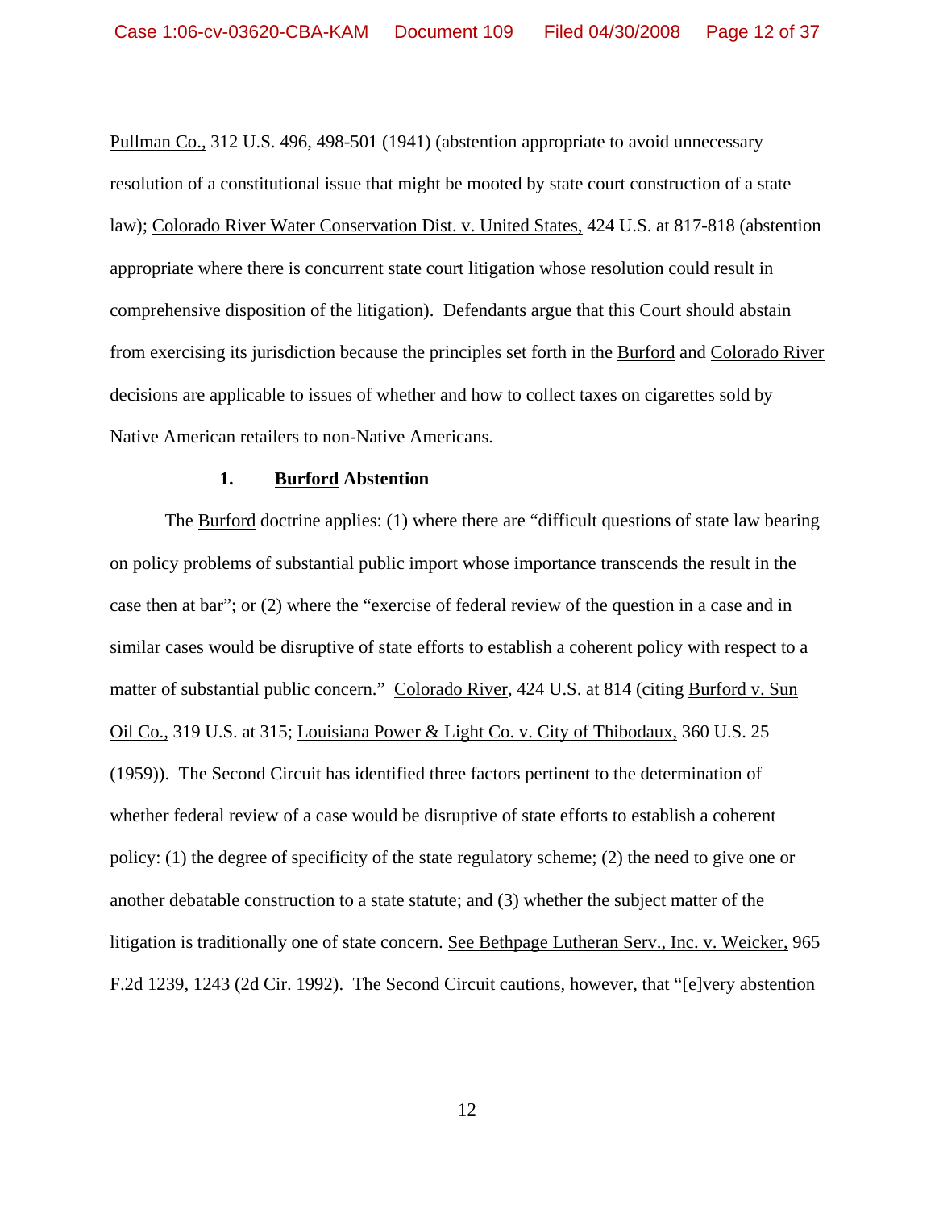Pullman Co., 312 U.S. 496, 498-501 (1941) (abstention appropriate to avoid unnecessary resolution of a constitutional issue that might be mooted by state court construction of a state law); Colorado River Water Conservation Dist. v. United States, 424 U.S. at 817-818 (abstention appropriate where there is concurrent state court litigation whose resolution could result in comprehensive disposition of the litigation). Defendants argue that this Court should abstain from exercising its jurisdiction because the principles set forth in the Burford and Colorado River decisions are applicable to issues of whether and how to collect taxes on cigarettes sold by Native American retailers to non-Native Americans.

### 1. Burford Abstention

The Burford doctrine applies: (1) where there are "difficult questions of state law bearing on policy problems of substantial public import whose importance transcends the result in the case then at bar"; or (2) where the "exercise of federal review of the question in a case and in similar cases would be disruptive of state efforts to establish a coherent policy with respect to a matter of substantial public concern." Colorado River, 424 U.S. at 814 (citing Burford v. Sun Oil Co., 319 U.S. at 315; Louisiana Power & Light Co. v. City of Thibodaux, 360 U.S. 25 (1959)). The Second Circuit has identified three factors pertinent to the determination of whether federal review of a case would be disruptive of state efforts to establish a coherent policy: (1) the degree of specificity of the state regulatory scheme; (2) the need to give one or another debatable construction to a state statute; and (3) whether the subject matter of the litigation is traditionally one of state concern. See Bethpage Lutheran Serv., Inc. v. Weicker, 965 F.2d 1239, 1243 (2d Cir. 1992). The Second Circuit cautions, however, that "[e]very abstention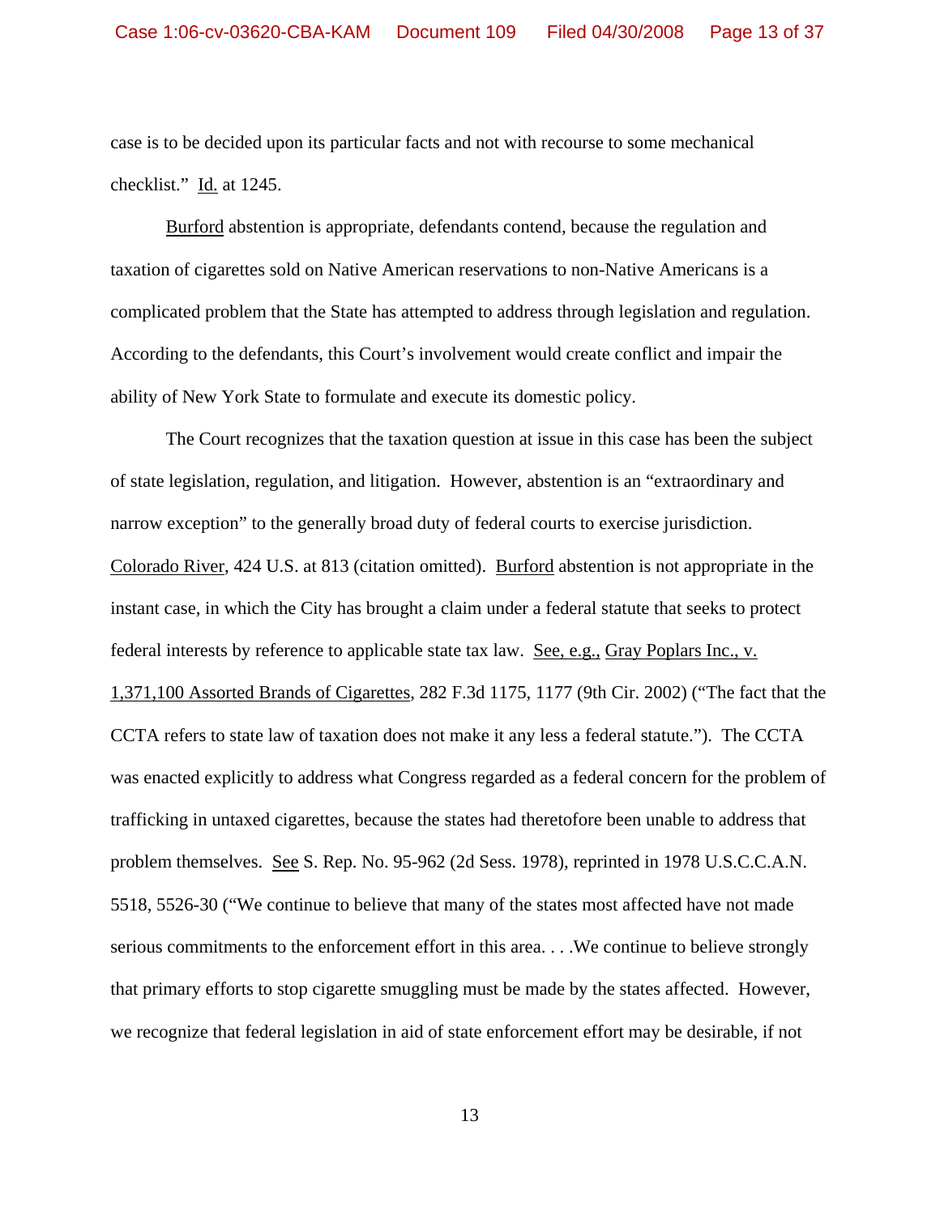case is to be decided upon its particular facts and not with recourse to some mechanical checklist." Id. at 1245.

Burford abstention is appropriate, defendants contend, because the regulation and taxation of cigarettes sold on Native American reservations to non-Native Americans is a complicated problem that the State has attempted to address through legislation and regulation. According to the defendants, this Court's involvement would create conflict and impair the ability of New York State to formulate and execute its domestic policy.

The Court recognizes that the taxation question at issue in this case has been the subject of state legislation, regulation, and litigation. However, abstention is an "extraordinary and narrow exception" to the generally broad duty of federal courts to exercise jurisdiction. Colorado River, 424 U.S. at 813 (citation omitted). Burford abstention is not appropriate in the instant case, in which the City has brought a claim under a federal statute that seeks to protect federal interests by reference to applicable state tax law. See, e.g., Gray Poplars Inc., v. 1,371,100 Assorted Brands of Cigarettes, 282 F.3d 1175, 1177 (9th Cir. 2002) ("The fact that the CCTA refers to state law of taxation does not make it any less a federal statute."). The CCTA was enacted explicitly to address what Congress regarded as a federal concern for the problem of trafficking in untaxed cigarettes, because the states had theretofore been unable to address that problem themselves. See S. Rep. No. 95-962 (2d Sess. 1978), reprinted in 1978 U.S.C.C.A.N. 5518, 5526-30 ("We continue to believe that many of the states most affected have not made serious commitments to the enforcement effort in this area. . . .We continue to believe strongly that primary efforts to stop cigarette smuggling must be made by the states affected. However, we recognize that federal legislation in aid of state enforcement effort may be desirable, if not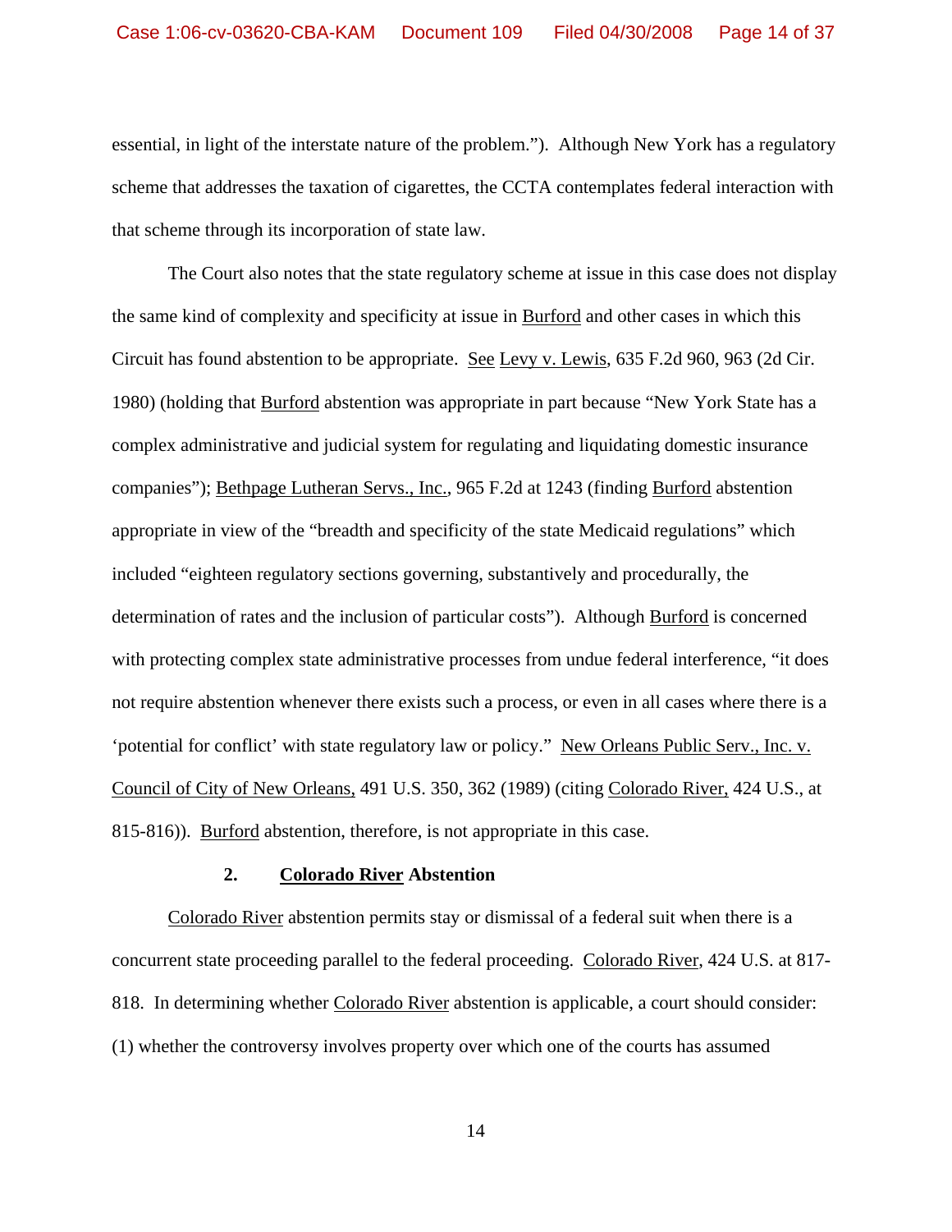essential, in light of the interstate nature of the problem."). Although New York has a regulatory scheme that addresses the taxation of cigarettes, the CCTA contemplates federal interaction with that scheme through its incorporation of state law.

The Court also notes that the state regulatory scheme at issue in this case does not display the same kind of complexity and specificity at issue in Burford and other cases in which this Circuit has found abstention to be appropriate. See Levy v. Lewis, 635 F.2d 960, 963 (2d Cir. 1980) (holding that Burford abstention was appropriate in part because "New York State has a complex administrative and judicial system for regulating and liquidating domestic insurance companies"); Bethpage Lutheran Servs., Inc., 965 F.2d at 1243 (finding Burford abstention appropriate in view of the "breadth and specificity of the state Medicaid regulations" which included "eighteen regulatory sections governing, substantively and procedurally, the determination of rates and the inclusion of particular costs"). Although Burford is concerned with protecting complex state administrative processes from undue federal interference, "it does not require abstention whenever there exists such a process, or even in all cases where there is a 'potential for conflict' with state regulatory law or policy." New Orleans Public Serv., Inc. v. Council of City of New Orleans, 491 U.S. 350, 362 (1989) (citing Colorado River, 424 U.S., at 815-816)). Burford abstention, therefore, is not appropriate in this case.

### 2. Colorado River Abstention

Colorado River abstention permits stay or dismissal of a federal suit when there is a concurrent state proceeding parallel to the federal proceeding. Colorado River, 424 U.S. at 817-818. In determining whether Colorado River abstention is applicable, a court should consider: (1) whether the controversy involves property over which one of the courts has assumed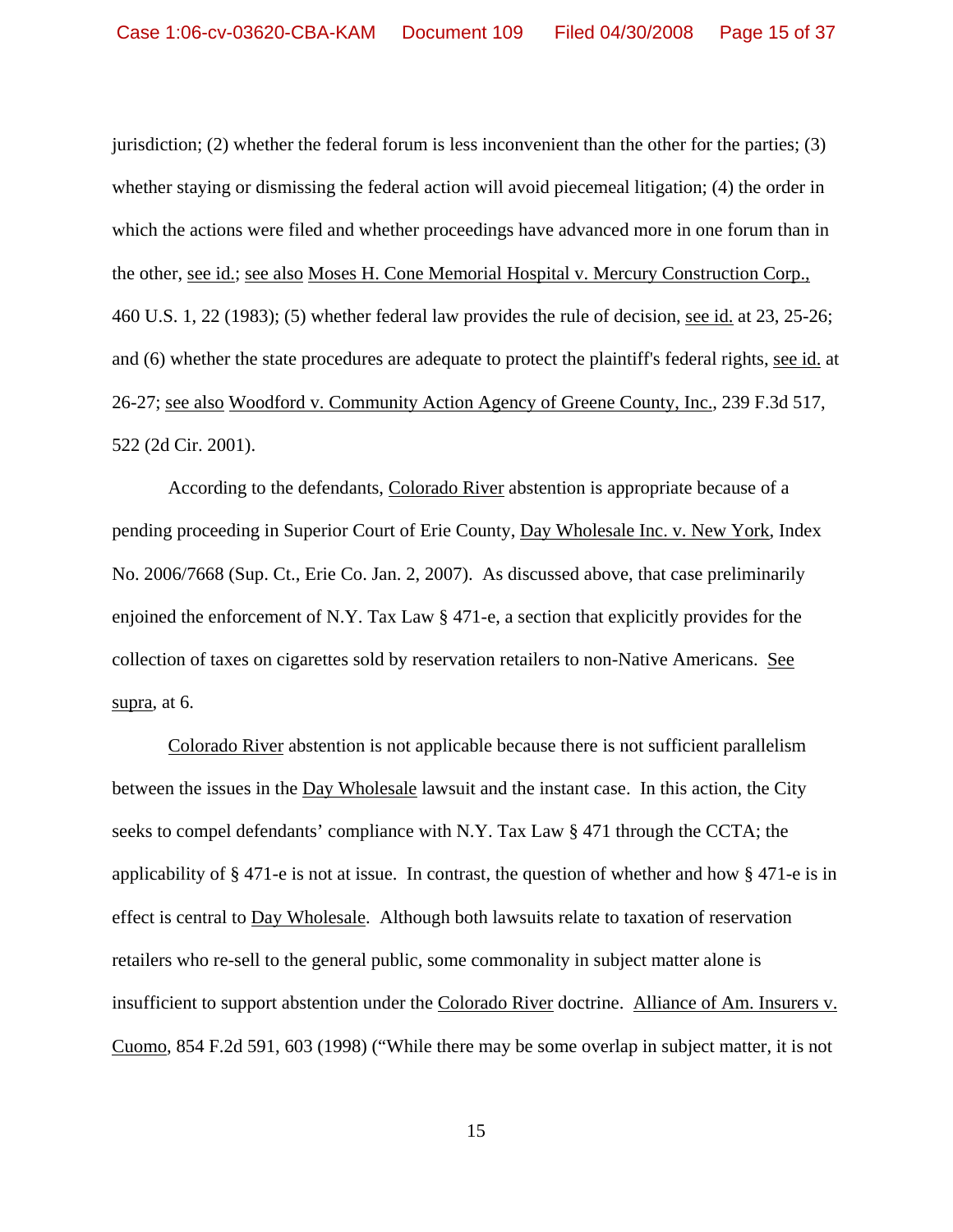jurisdiction; (2) whether the federal forum is less inconvenient than the other for the parties; (3) whether staying or dismissing the federal action will avoid piecemeal litigation; (4) the order in which the actions were filed and whether proceedings have advanced more in one forum than in the other, see id.; see also Moses H. Cone Memorial Hospital v. Mercury Construction Corp., 460 U.S. 1, 22 (1983); (5) whether federal law provides the rule of decision, see id. at 23, 25-26; and (6) whether the state procedures are adequate to protect the plaintiff's federal rights, see id. at 26-27; see also Woodford v. Community Action Agency of Greene County, Inc., 239 F.3d 517, 522 (2d Cir. 2001).

According to the defendants, Colorado River abstention is appropriate because of a pending proceeding in Superior Court of Erie County, Day Wholesale Inc. v. New York, Index No. 2006/7668 (Sup. Ct., Erie Co. Jan. 2, 2007). As discussed above, that case preliminarily enjoined the enforcement of N.Y. Tax Law § 471-e, a section that explicitly provides for the collection of taxes on cigarettes sold by reservation retailers to non-Native Americans. See supra, at 6.

Colorado River abstention is not applicable because there is not sufficient parallelism between the issues in the Day Wholesale lawsuit and the instant case. In this action, the City seeks to compel defendants' compliance with N.Y. Tax Law § 471 through the CCTA; the applicability of § 471-e is not at issue. In contrast, the question of whether and how § 471-e is in effect is central to Day Wholesale. Although both lawsuits relate to taxation of reservation retailers who re-sell to the general public, some commonality in subject matter alone is insufficient to support abstention under the Colorado River doctrine. Alliance of Am. Insurers v. Cuomo, 854 F.2d 591, 603 (1998) ("While there may be some overlap in subject matter, it is not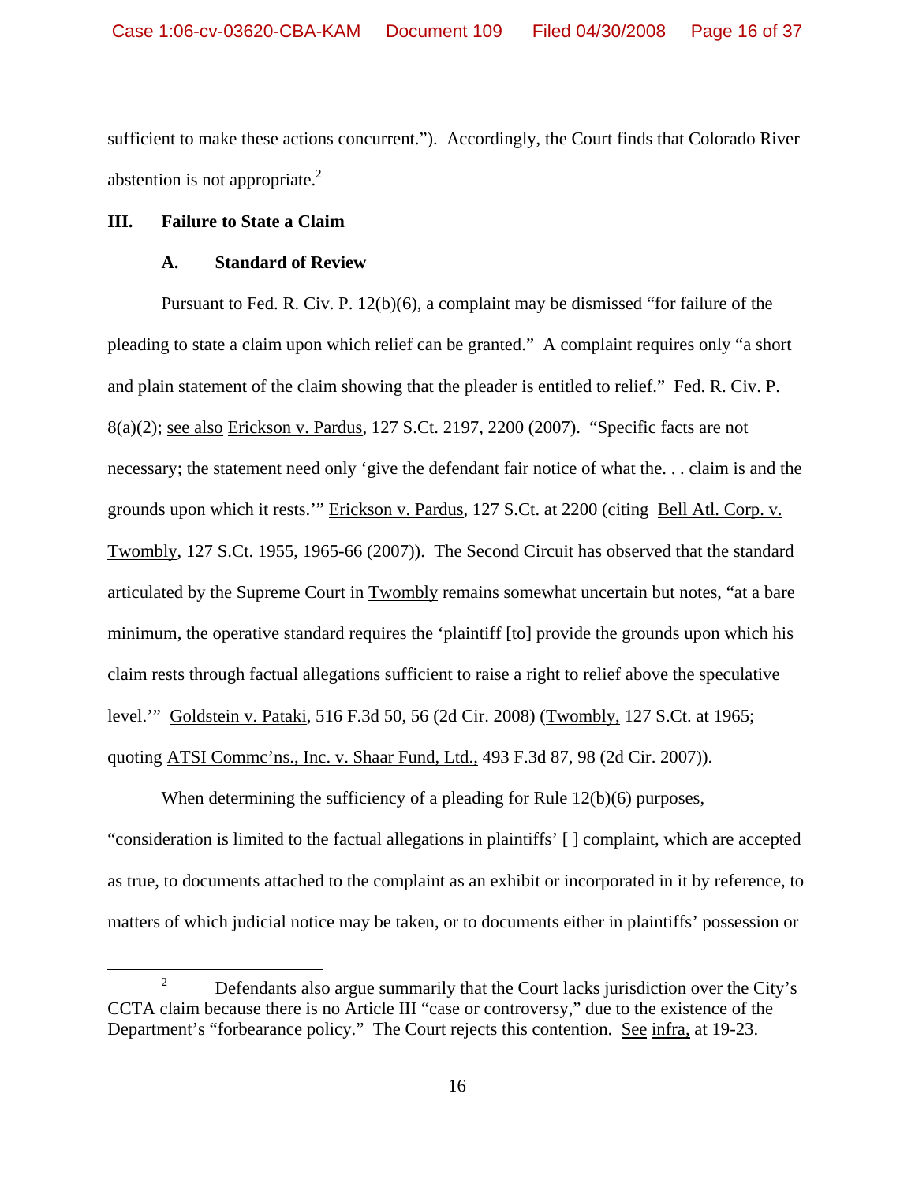sufficient to make these actions concurrent."). Accordingly, the Court finds that Colorado River abstention is not appropriate.[2]

## III. Failure to State a Claim

### A. Standard of Review

Pursuant to Fed. R. Civ. P. 12(b)(6), a complaint may be dismissed "for failure of the pleading to state a claim upon which relief can be granted." A complaint requires only "a short and plain statement of the claim showing that the pleader is entitled to relief." Fed. R. Civ. P. 8(a)(2); see also Erickson v. Pardus, 127 S.Ct. 2197, 2200 (2007). "Specific facts are not necessary; the statement need only 'give the defendant fair notice of what the. . . claim is and the grounds upon which it rests.'" Erickson v. Pardus, 127 S.Ct. at 2200 (citing Bell Atl. Corp. v. Twombly, 127 S.Ct. 1955, 1965-66 (2007)). The Second Circuit has observed that the standard articulated by the Supreme Court in Twombly remains somewhat uncertain but notes, "at a bare minimum, the operative standard requires the 'plaintiff [to] provide the grounds upon which his claim rests through factual allegations sufficient to raise a right to relief above the speculative level.'" Goldstein v. Pataki, 516 F.3d 50, 56 (2d Cir. 2008) (Twombly, 127 S.Ct. at 1965; quoting ATSI Commc'ns., Inc. v. Shaar Fund, Ltd., 493 F.3d 87, 98 (2d Cir. 2007)).

When determining the sufficiency of a pleading for Rule 12(b)(6) purposes, "consideration is limited to the factual allegations in plaintiffs' [ ] complaint, which are accepted as true, to documents attached to the complaint as an exhibit or incorporated in it by reference, to matters of which judicial notice may be taken, or to documents either in plaintiffs' possession or

[2] Defendants also argue summarily that the Court lacks jurisdiction over the City's CCTA claim because there is no Article III "case or controversy," due to the existence of the Department's "forbearance policy." The Court rejects this contention. See infra, at 19-23.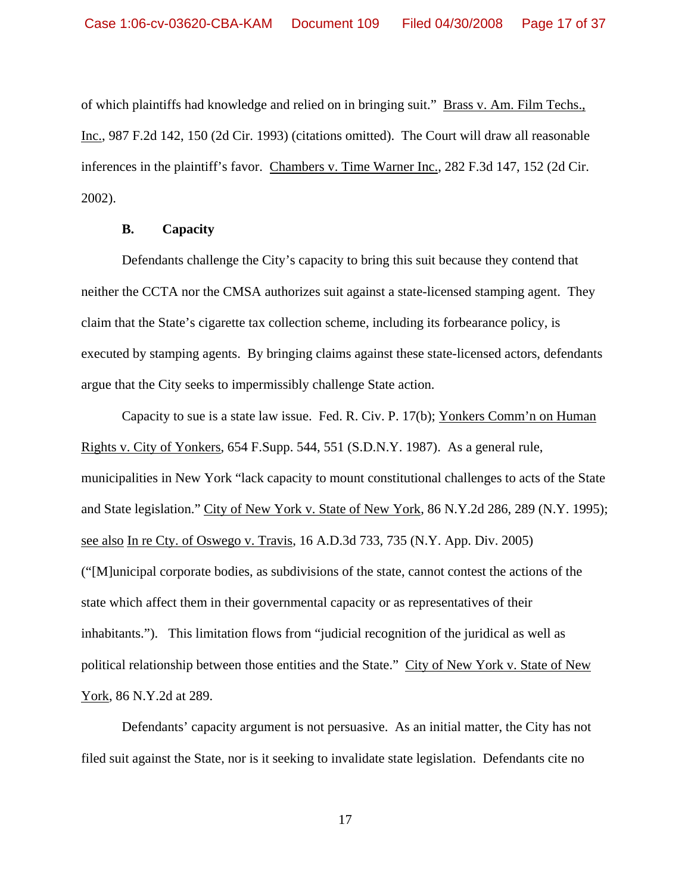of which plaintiffs had knowledge and relied on in bringing suit." Brass v. Am. Film Techs., Inc., 987 F.2d 142, 150 (2d Cir. 1993) (citations omitted). The Court will draw all reasonable inferences in the plaintiff's favor. Chambers v. Time Warner Inc., 282 F.3d 147, 152 (2d Cir. 2002).

### B. Capacity

Defendants challenge the City's capacity to bring this suit because they contend that neither the CCTA nor the CMSA authorizes suit against a state-licensed stamping agent. They claim that the State's cigarette tax collection scheme, including its forbearance policy, is executed by stamping agents. By bringing claims against these state-licensed actors, defendants argue that the City seeks to impermissibly challenge State action.

Capacity to sue is a state law issue. Fed. R. Civ. P. 17(b); Yonkers Comm'n on Human Rights v. City of Yonkers, 654 F.Supp. 544, 551 (S.D.N.Y. 1987). As a general rule, municipalities in New York "lack capacity to mount constitutional challenges to acts of the State and State legislation." City of New York v. State of New York, 86 N.Y.2d 286, 289 (N.Y. 1995); see also In re Cty. of Oswego v. Travis, 16 A.D.3d 733, 735 (N.Y. App. Div. 2005) ("[M]unicipal corporate bodies, as subdivisions of the state, cannot contest the actions of the state which affect them in their governmental capacity or as representatives of their inhabitants."). This limitation flows from "judicial recognition of the juridical as well as political relationship between those entities and the State." City of New York v. State of New York, 86 N.Y.2d at 289.

Defendants' capacity argument is not persuasive. As an initial matter, the City has not filed suit against the State, nor is it seeking to invalidate state legislation. Defendants cite no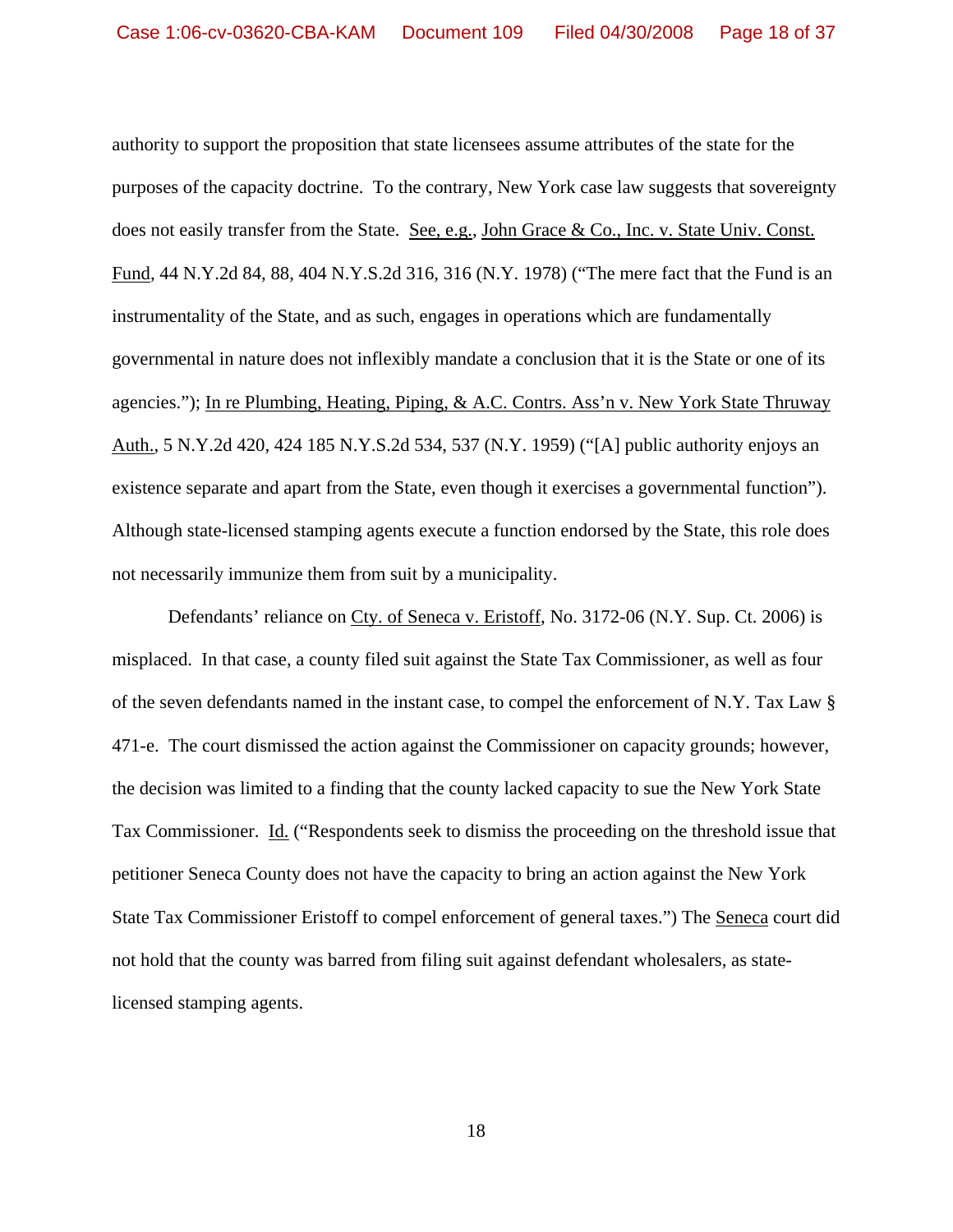authority to support the proposition that state licensees assume attributes of the state for the purposes of the capacity doctrine. To the contrary, New York case law suggests that sovereignty does not easily transfer from the State. See, e.g., John Grace & Co., Inc. v. State Univ. Const. Fund, 44 N.Y.2d 84, 88, 404 N.Y.S.2d 316, 316 (N.Y. 1978) ("The mere fact that the Fund is an instrumentality of the State, and as such, engages in operations which are fundamentally governmental in nature does not inflexibly mandate a conclusion that it is the State or one of its agencies."); In re Plumbing, Heating, Piping, & A.C. Contrs. Ass'n v. New York State Thruway Auth., 5 N.Y.2d 420, 424 185 N.Y.S.2d 534, 537 (N.Y. 1959) ("[A] public authority enjoys an existence separate and apart from the State, even though it exercises a governmental function"). Although state-licensed stamping agents execute a function endorsed by the State, this role does not necessarily immunize them from suit by a municipality.

Defendants' reliance on Cty. of Seneca v. Eristoff, No. 3172-06 (N.Y. Sup. Ct. 2006) is misplaced. In that case, a county filed suit against the State Tax Commissioner, as well as four of the seven defendants named in the instant case, to compel the enforcement of N.Y. Tax Law § 471-e. The court dismissed the action against the Commissioner on capacity grounds; however, the decision was limited to a finding that the county lacked capacity to sue the New York State Tax Commissioner. Id. ("Respondents seek to dismiss the proceeding on the threshold issue that petitioner Seneca County does not have the capacity to bring an action against the New York State Tax Commissioner Eristoff to compel enforcement of general taxes.") The Seneca court did not hold that the county was barred from filing suit against defendant wholesalers, as state-licensed stamping agents.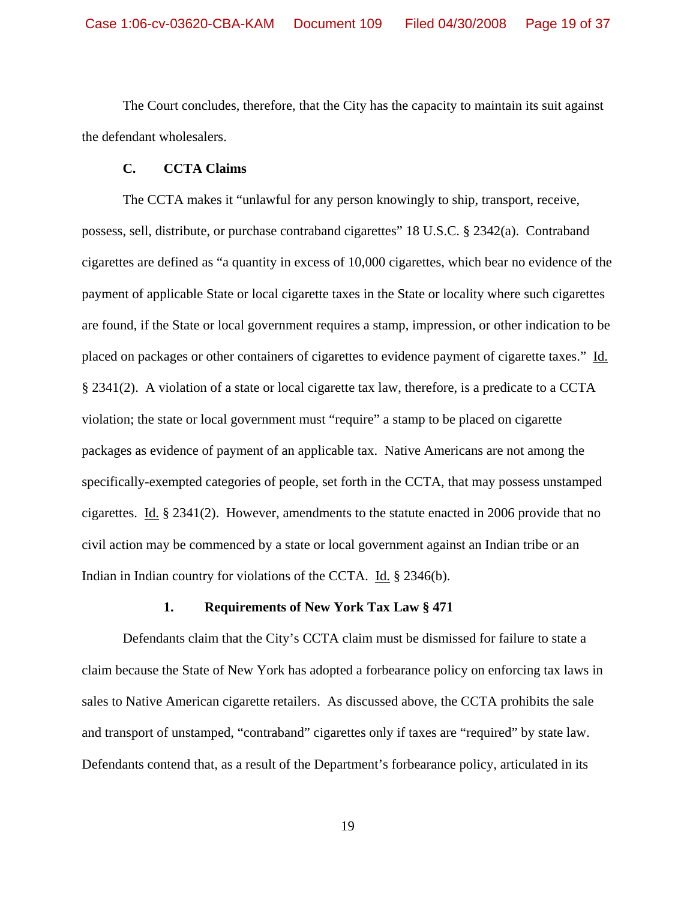The Court concludes, therefore, that the City has the capacity to maintain its suit against the defendant wholesalers.

### C. CCTA Claims

The CCTA makes it "unlawful for any person knowingly to ship, transport, receive, possess, sell, distribute, or purchase contraband cigarettes" 18 U.S.C. § 2342(a). Contraband cigarettes are defined as "a quantity in excess of 10,000 cigarettes, which bear no evidence of the payment of applicable State or local cigarette taxes in the State or locality where such cigarettes are found, if the State or local government requires a stamp, impression, or other indication to be placed on packages or other containers of cigarettes to evidence payment of cigarette taxes." Id. § 2341(2). A violation of a state or local cigarette tax law, therefore, is a predicate to a CCTA violation; the state or local government must "require" a stamp to be placed on cigarette packages as evidence of payment of an applicable tax. Native Americans are not among the specifically-exempted categories of people, set forth in the CCTA, that may possess unstamped cigarettes. Id. § 2341(2). However, amendments to the statute enacted in 2006 provide that no civil action may be commenced by a state or local government against an Indian tribe or an Indian in Indian country for violations of the CCTA. Id. § 2346(b).

#### 1. Requirements of New York Tax Law § 471

Defendants claim that the City's CCTA claim must be dismissed for failure to state a claim because the State of New York has adopted a forbearance policy on enforcing tax laws in sales to Native American cigarette retailers. As discussed above, the CCTA prohibits the sale and transport of unstamped, "contraband" cigarettes only if taxes are "required" by state law. Defendants contend that, as a result of the Department's forbearance policy, articulated in its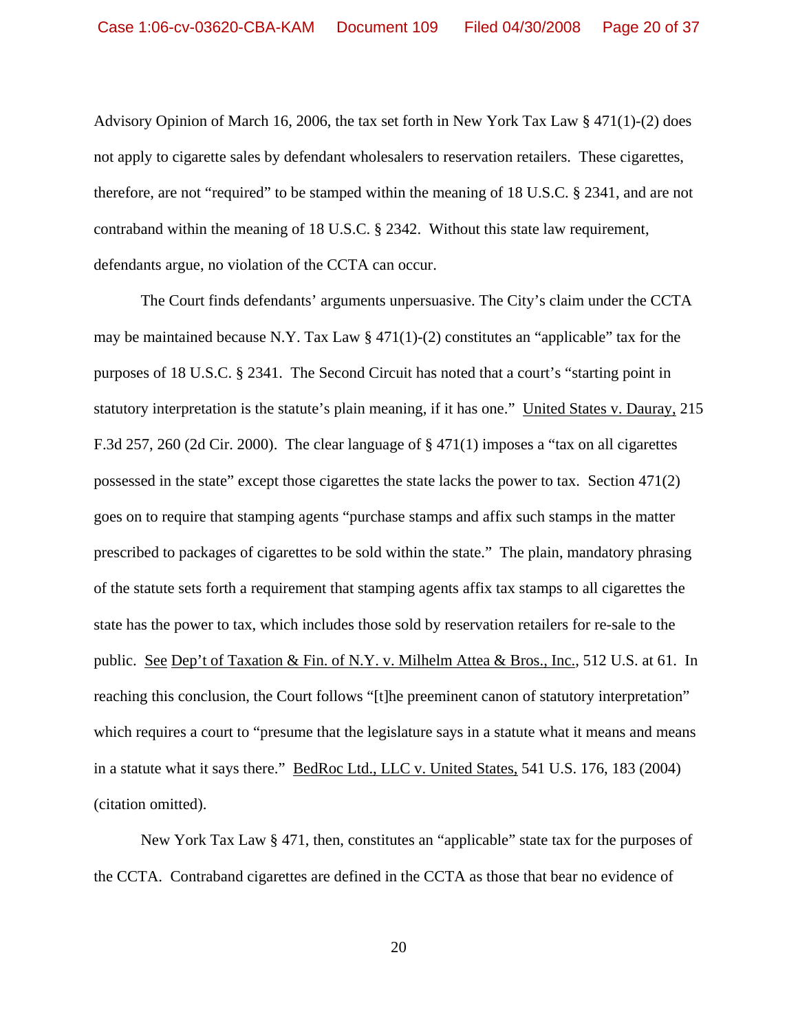Advisory Opinion of March 16, 2006, the tax set forth in New York Tax Law § 471(1)-(2) does not apply to cigarette sales by defendant wholesalers to reservation retailers. These cigarettes, therefore, are not "required" to be stamped within the meaning of 18 U.S.C. § 2341, and are not contraband within the meaning of 18 U.S.C. § 2342. Without this state law requirement, defendants argue, no violation of the CCTA can occur.

The Court finds defendants' arguments unpersuasive. The City's claim under the CCTA may be maintained because N.Y. Tax Law § 471(1)-(2) constitutes an "applicable" tax for the purposes of 18 U.S.C. § 2341. The Second Circuit has noted that a court's "starting point in statutory interpretation is the statute's plain meaning, if it has one." United States v. Dauray, 215 F.3d 257, 260 (2d Cir. 2000). The clear language of § 471(1) imposes a "tax on all cigarettes possessed in the state" except those cigarettes the state lacks the power to tax. Section 471(2) goes on to require that stamping agents "purchase stamps and affix such stamps in the matter prescribed to packages of cigarettes to be sold within the state." The plain, mandatory phrasing of the statute sets forth a requirement that stamping agents affix tax stamps to all cigarettes the state has the power to tax, which includes those sold by reservation retailers for re-sale to the public. See Dep't of Taxation & Fin. of N.Y. v. Milhelm Attea & Bros., Inc., 512 U.S. at 61. In reaching this conclusion, the Court follows "[t]he preeminent canon of statutory interpretation" which requires a court to "presume that the legislature says in a statute what it means and means in a statute what it says there." BedRoc Ltd., LLC v. United States, 541 U.S. 176, 183 (2004) (citation omitted).

New York Tax Law § 471, then, constitutes an "applicable" state tax for the purposes of the CCTA. Contraband cigarettes are defined in the CCTA as those that bear no evidence of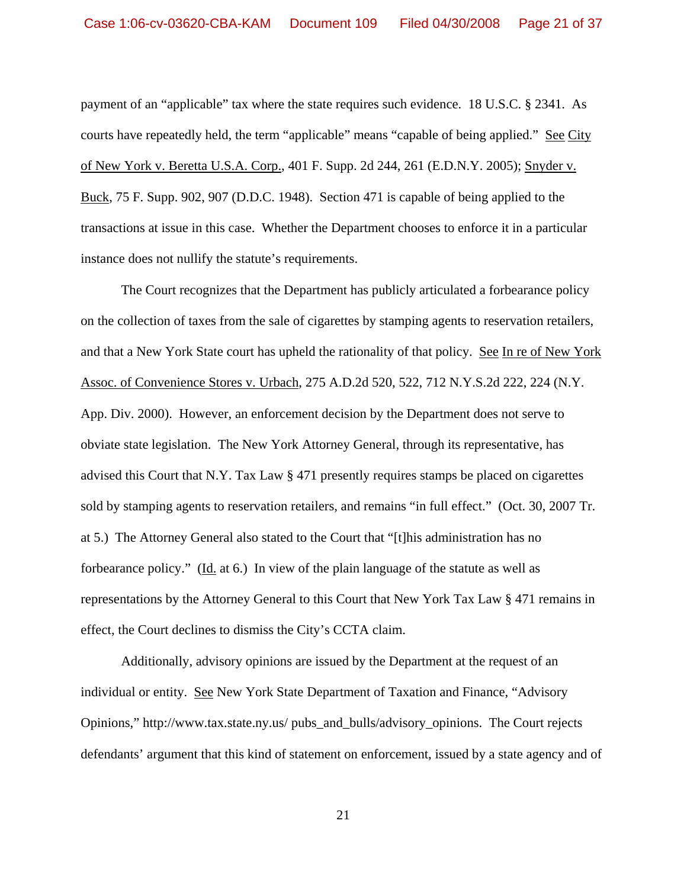payment of an "applicable" tax where the state requires such evidence. 18 U.S.C. § 2341. As courts have repeatedly held, the term "applicable" means "capable of being applied." See City of New York v. Beretta U.S.A. Corp., 401 F. Supp. 2d 244, 261 (E.D.N.Y. 2005); Snyder v. Buck, 75 F. Supp. 902, 907 (D.D.C. 1948). Section 471 is capable of being applied to the transactions at issue in this case. Whether the Department chooses to enforce it in a particular instance does not nullify the statute's requirements.

The Court recognizes that the Department has publicly articulated a forbearance policy on the collection of taxes from the sale of cigarettes by stamping agents to reservation retailers, and that a New York State court has upheld the rationality of that policy. See In re of New York Assoc. of Convenience Stores v. Urbach, 275 A.D.2d 520, 522, 712 N.Y.S.2d 222, 224 (N.Y. App. Div. 2000). However, an enforcement decision by the Department does not serve to obviate state legislation. The New York Attorney General, through its representative, has advised this Court that N.Y. Tax Law § 471 presently requires stamps be placed on cigarettes sold by stamping agents to reservation retailers, and remains "in full effect." (Oct. 30, 2007 Tr. at 5.) The Attorney General also stated to the Court that "[t]his administration has no forbearance policy." (Id. at 6.) In view of the plain language of the statute as well as representations by the Attorney General to this Court that New York Tax Law § 471 remains in effect, the Court declines to dismiss the City's CCTA claim.

Additionally, advisory opinions are issued by the Department at the request of an individual or entity. See New York State Department of Taxation and Finance, "Advisory Opinions," http://www.tax.state.ny.us/ pubs_and_bulls/advisory_opinions. The Court rejects defendants' argument that this kind of statement on enforcement, issued by a state agency and of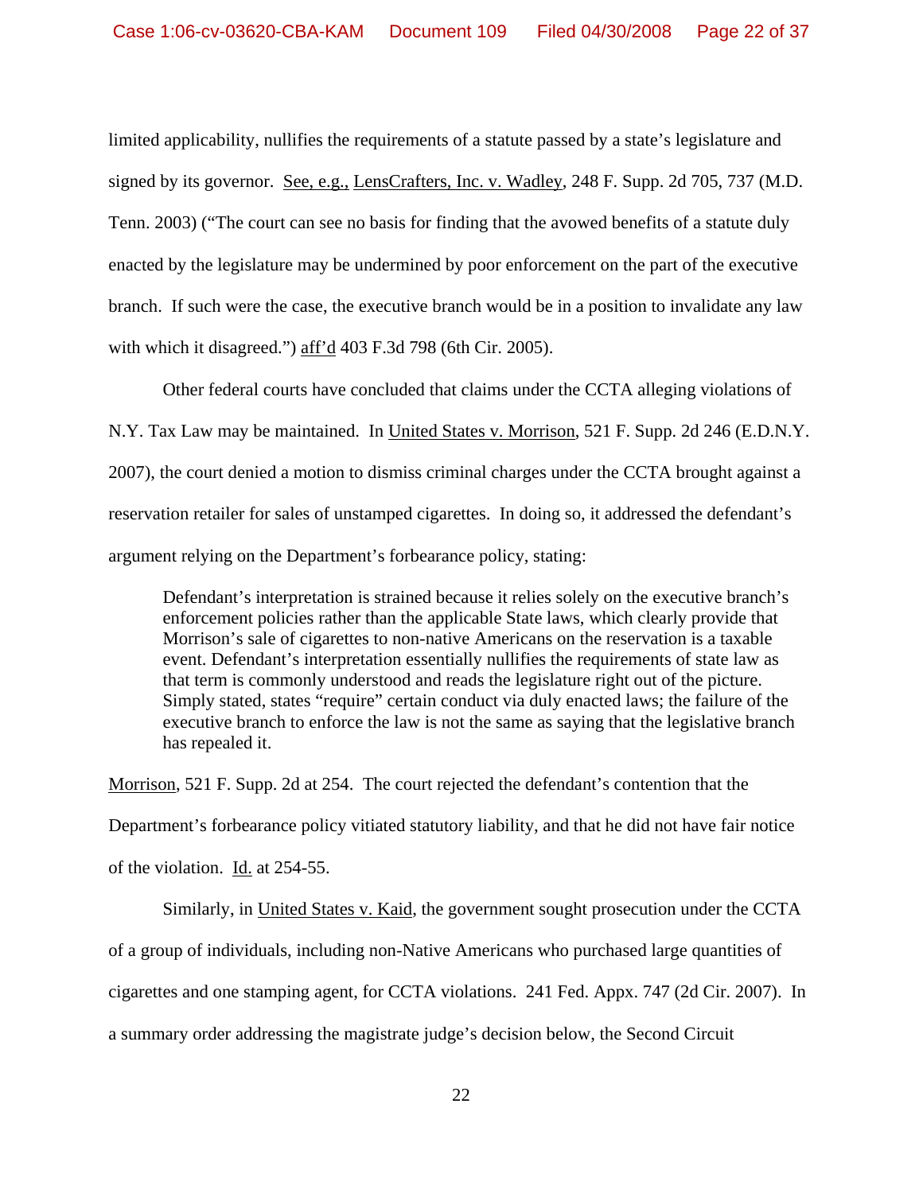limited applicability, nullifies the requirements of a statute passed by a state's legislature and signed by its governor. See, e.g., LensCrafters, Inc. v. Wadley, 248 F. Supp. 2d 705, 737 (M.D. Tenn. 2003) ("The court can see no basis for finding that the avowed benefits of a statute duly enacted by the legislature may be undermined by poor enforcement on the part of the executive branch. If such were the case, the executive branch would be in a position to invalidate any law with which it disagreed.") aff'd 403 F.3d 798 (6th Cir. 2005).

Other federal courts have concluded that claims under the CCTA alleging violations of N.Y. Tax Law may be maintained. In United States v. Morrison, 521 F. Supp. 2d 246 (E.D.N.Y. 2007), the court denied a motion to dismiss criminal charges under the CCTA brought against a reservation retailer for sales of unstamped cigarettes. In doing so, it addressed the defendant's argument relying on the Department's forbearance policy, stating:

> Defendant's interpretation is strained because it relies solely on the executive branch's enforcement policies rather than the applicable State laws, which clearly provide that Morrison's sale of cigarettes to non-native Americans on the reservation is a taxable event. Defendant's interpretation essentially nullifies the requirements of state law as that term is commonly understood and reads the legislature right out of the picture. Simply stated, states "require" certain conduct via duly enacted laws; the failure of the executive branch to enforce the law is not the same as saying that the legislative branch has repealed it.

Morrison, 521 F. Supp. 2d at 254. The court rejected the defendant's contention that the Department's forbearance policy vitiated statutory liability, and that he did not have fair notice of the violation. Id. at 254-55.

Similarly, in United States v. Kaid, the government sought prosecution under the CCTA of a group of individuals, including non-Native Americans who purchased large quantities of cigarettes and one stamping agent, for CCTA violations. 241 Fed. Appx. 747 (2d Cir. 2007). In a summary order addressing the magistrate judge's decision below, the Second Circuit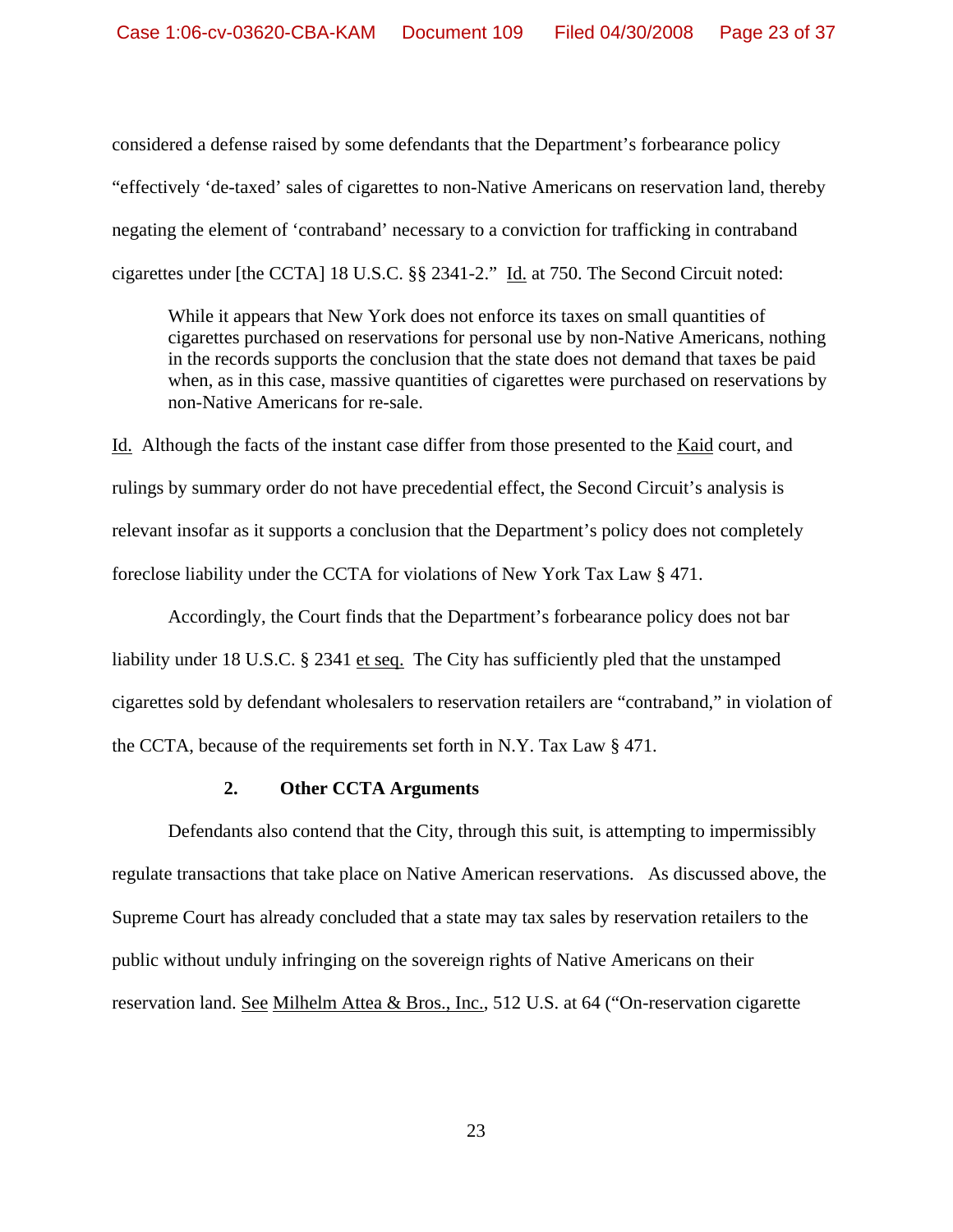considered a defense raised by some defendants that the Department's forbearance policy "effectively 'de-taxed' sales of cigarettes to non-Native Americans on reservation land, thereby negating the element of 'contraband' necessary to a conviction for trafficking in contraband cigarettes under [the CCTA] 18 U.S.C. §§ 2341-2." Id. at 750. The Second Circuit noted:

> While it appears that New York does not enforce its taxes on small quantities of cigarettes purchased on reservations for personal use by non-Native Americans, nothing in the records supports the conclusion that the state does not demand that taxes be paid when, as in this case, massive quantities of cigarettes were purchased on reservations by non-Native Americans for re-sale.

Id. Although the facts of the instant case differ from those presented to the Kaid court, and rulings by summary order do not have precedential effect, the Second Circuit's analysis is relevant insofar as it supports a conclusion that the Department's policy does not completely foreclose liability under the CCTA for violations of New York Tax Law § 471.

Accordingly, the Court finds that the Department's forbearance policy does not bar liability under 18 U.S.C. § 2341 et seq. The City has sufficiently pled that the unstamped cigarettes sold by defendant wholesalers to reservation retailers are "contraband," in violation of the CCTA, because of the requirements set forth in N.Y. Tax Law § 471.

**2. Other CCTA Arguments**

Defendants also contend that the City, through this suit, is attempting to impermissibly regulate transactions that take place on Native American reservations. As discussed above, the Supreme Court has already concluded that a state may tax sales by reservation retailers to the public without unduly infringing on the sovereign rights of Native Americans on their reservation land. See Milhelm Attea & Bros., Inc., 512 U.S. at 64 ("On-reservation cigarette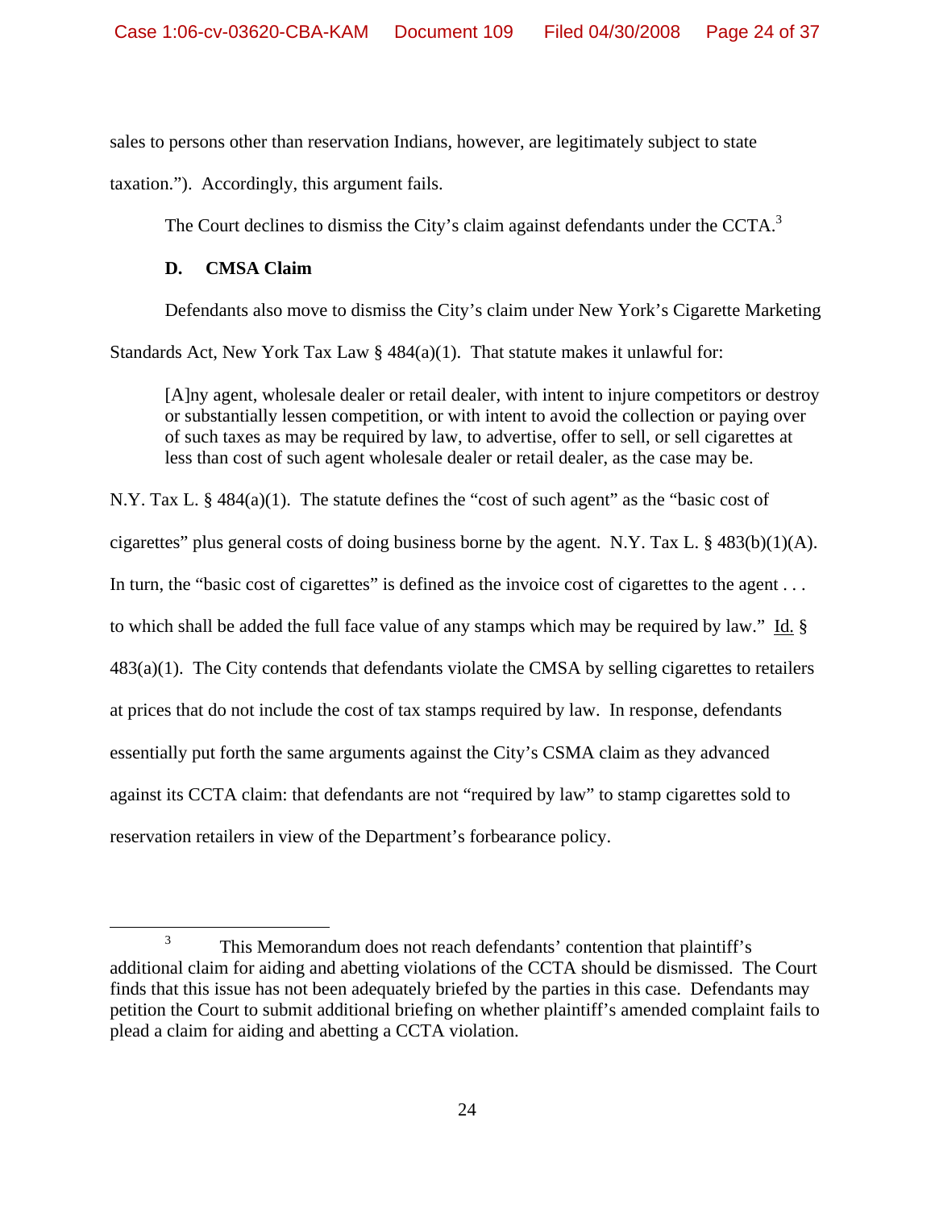sales to persons other than reservation Indians, however, are legitimately subject to state taxation."). Accordingly, this argument fails.

The Court declines to dismiss the City's claim against defendants under the CCTA.[3]

### D. CMSA Claim

Defendants also move to dismiss the City's claim under New York's Cigarette Marketing Standards Act, New York Tax Law § 484(a)(1). That statute makes it unlawful for:

> [A]ny agent, wholesale dealer or retail dealer, with intent to injure competitors or destroy or substantially lessen competition, or with intent to avoid the collection or paying over of such taxes as may be required by law, to advertise, offer to sell, or sell cigarettes at less than cost of such agent wholesale dealer or retail dealer, as the case may be.

N.Y. Tax L. § 484(a)(1). The statute defines the "cost of such agent" as the "basic cost of cigarettes" plus general costs of doing business borne by the agent. N.Y. Tax L. § 483(b)(1)(A). In turn, the "basic cost of cigarettes" is defined as the invoice cost of cigarettes to the agent . . . to which shall be added the full face value of any stamps which may be required by law." Id. § 483(a)(1). The City contends that defendants violate the CMSA by selling cigarettes to retailers at prices that do not include the cost of tax stamps required by law. In response, defendants essentially put forth the same arguments against the City's CSMA claim as they advanced against its CCTA claim: that defendants are not "required by law" to stamp cigarettes sold to reservation retailers in view of the Department's forbearance policy.

---

[3] This Memorandum does not reach defendants' contention that plaintiff's additional claim for aiding and abetting violations of the CCTA should be dismissed. The Court finds that this issue has not been adequately briefed by the parties in this case. Defendants may petition the Court to submit additional briefing on whether plaintiff's amended complaint fails to plead a claim for aiding and abetting a CCTA violation.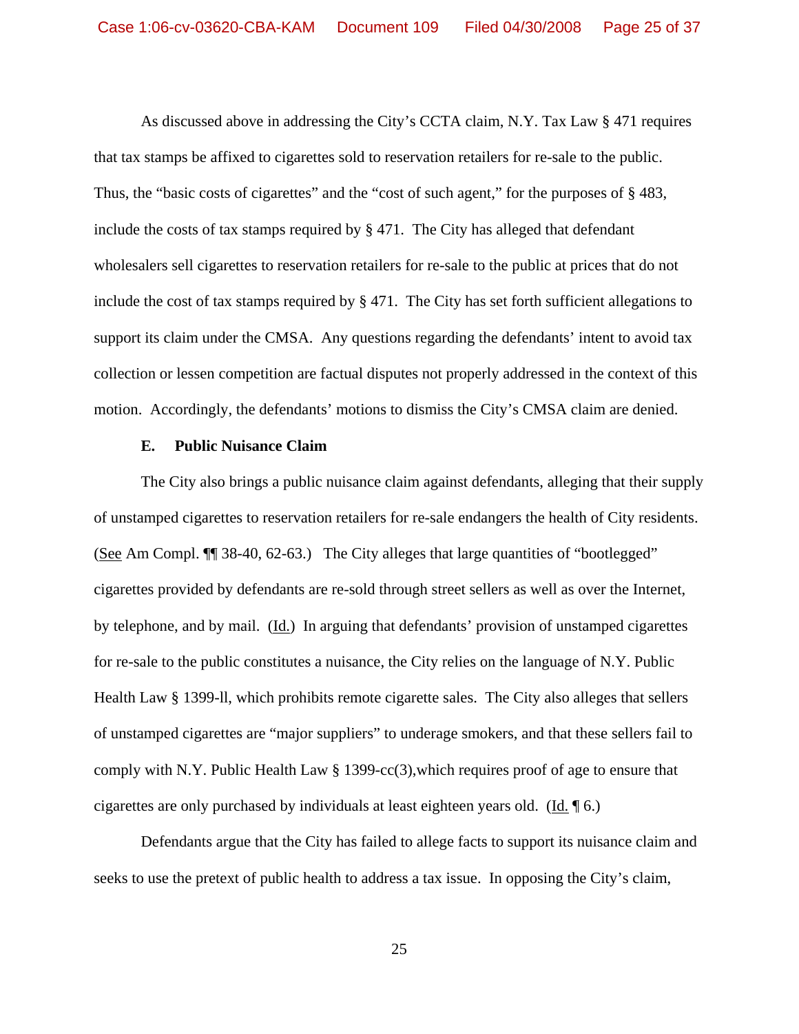As discussed above in addressing the City's CCTA claim, N.Y. Tax Law § 471 requires that tax stamps be affixed to cigarettes sold to reservation retailers for re-sale to the public. Thus, the "basic costs of cigarettes" and the "cost of such agent," for the purposes of § 483, include the costs of tax stamps required by § 471. The City has alleged that defendant wholesalers sell cigarettes to reservation retailers for re-sale to the public at prices that do not include the cost of tax stamps required by § 471. The City has set forth sufficient allegations to support its claim under the CMSA. Any questions regarding the defendants' intent to avoid tax collection or lessen competition are factual disputes not properly addressed in the context of this motion. Accordingly, the defendants' motions to dismiss the City's CMSA claim are denied.

**E. Public Nuisance Claim**

The City also brings a public nuisance claim against defendants, alleging that their supply of unstamped cigarettes to reservation retailers for re-sale endangers the health of City residents. (See Am Compl. ¶¶ 38-40, 62-63.) The City alleges that large quantities of "bootlegged" cigarettes provided by defendants are re-sold through street sellers as well as over the Internet, by telephone, and by mail. (Id.) In arguing that defendants' provision of unstamped cigarettes for re-sale to the public constitutes a nuisance, the City relies on the language of N.Y. Public Health Law § 1399-ll, which prohibits remote cigarette sales. The City also alleges that sellers of unstamped cigarettes are "major suppliers" to underage smokers, and that these sellers fail to comply with N.Y. Public Health Law § 1399-cc(3),which requires proof of age to ensure that cigarettes are only purchased by individuals at least eighteen years old. (Id. ¶ 6.)

Defendants argue that the City has failed to allege facts to support its nuisance claim and seeks to use the pretext of public health to address a tax issue. In opposing the City's claim,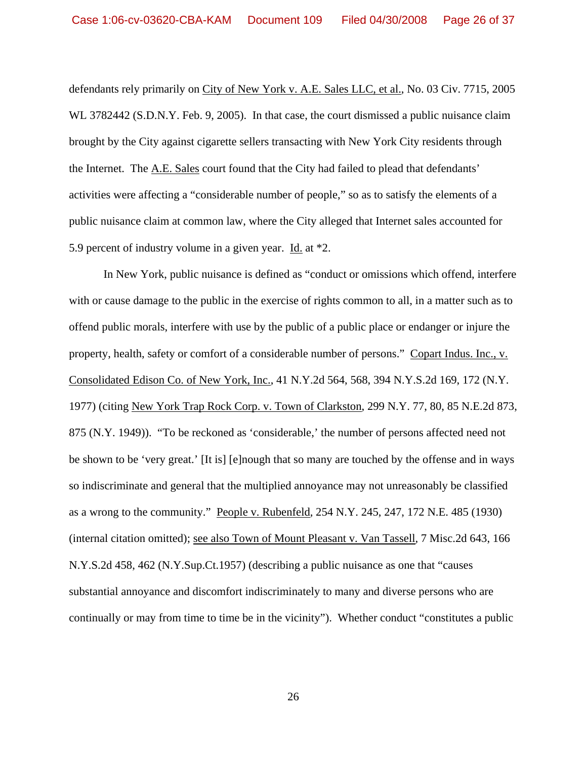defendants rely primarily on City of New York v. A.E. Sales LLC, et al., No. 03 Civ. 7715, 2005 WL 3782442 (S.D.N.Y. Feb. 9, 2005). In that case, the court dismissed a public nuisance claim brought by the City against cigarette sellers transacting with New York City residents through the Internet. The A.E. Sales court found that the City had failed to plead that defendants' activities were affecting a "considerable number of people," so as to satisfy the elements of a public nuisance claim at common law, where the City alleged that Internet sales accounted for 5.9 percent of industry volume in a given year. Id. at *2.

In New York, public nuisance is defined as "conduct or omissions which offend, interfere with or cause damage to the public in the exercise of rights common to all, in a matter such as to offend public morals, interfere with use by the public of a public place or endanger or injure the property, health, safety or comfort of a considerable number of persons." Copart Indus. Inc., v. Consolidated Edison Co. of New York, Inc., 41 N.Y.2d 564, 568, 394 N.Y.S.2d 169, 172 (N.Y. 1977) (citing New York Trap Rock Corp. v. Town of Clarkston, 299 N.Y. 77, 80, 85 N.E.2d 873, 875 (N.Y. 1949)). "To be reckoned as 'considerable,' the number of persons affected need not be shown to be 'very great.' [It is] [e]nough that so many are touched by the offense and in ways so indiscriminate and general that the multiplied annoyance may not unreasonably be classified as a wrong to the community." People v. Rubenfeld, 254 N.Y. 245, 247, 172 N.E. 485 (1930) (internal citation omitted); see also Town of Mount Pleasant v. Van Tassell, 7 Misc.2d 643, 166 N.Y.S.2d 458, 462 (N.Y.Sup.Ct.1957) (describing a public nuisance as one that "causes substantial annoyance and discomfort indiscriminately to many and diverse persons who are continually or may from time to time be in the vicinity"). Whether conduct "constitutes a public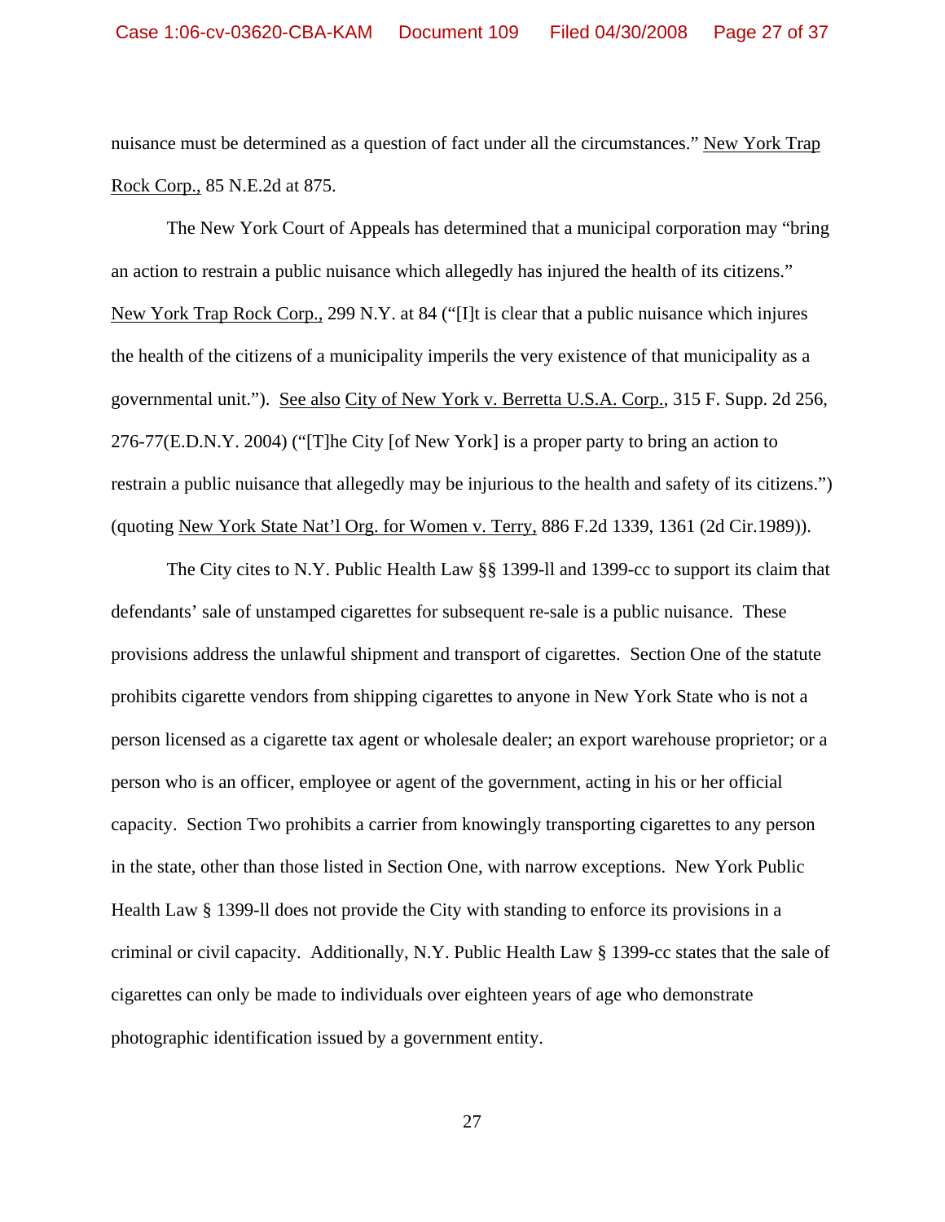nuisance must be determined as a question of fact under all the circumstances." New York Trap Rock Corp., 85 N.E.2d at 875.

The New York Court of Appeals has determined that a municipal corporation may "bring an action to restrain a public nuisance which allegedly has injured the health of its citizens." New York Trap Rock Corp., 299 N.Y. at 84 ("[I]t is clear that a public nuisance which injures the health of the citizens of a municipality imperils the very existence of that municipality as a governmental unit."). See also City of New York v. Berretta U.S.A. Corp., 315 F. Supp. 2d 256, 276-77(E.D.N.Y. 2004) ("[T]he City [of New York] is a proper party to bring an action to restrain a public nuisance that allegedly may be injurious to the health and safety of its citizens.") (quoting New York State Nat'l Org. for Women v. Terry, 886 F.2d 1339, 1361 (2d Cir.1989)).

The City cites to N.Y. Public Health Law §§ 1399-ll and 1399-cc to support its claim that defendants' sale of unstamped cigarettes for subsequent re-sale is a public nuisance. These provisions address the unlawful shipment and transport of cigarettes. Section One of the statute prohibits cigarette vendors from shipping cigarettes to anyone in New York State who is not a person licensed as a cigarette tax agent or wholesale dealer; an export warehouse proprietor; or a person who is an officer, employee or agent of the government, acting in his or her official capacity. Section Two prohibits a carrier from knowingly transporting cigarettes to any person in the state, other than those listed in Section One, with narrow exceptions. New York Public Health Law § 1399-ll does not provide the City with standing to enforce its provisions in a criminal or civil capacity. Additionally, N.Y. Public Health Law § 1399-cc states that the sale of cigarettes can only be made to individuals over eighteen years of age who demonstrate photographic identification issued by a government entity.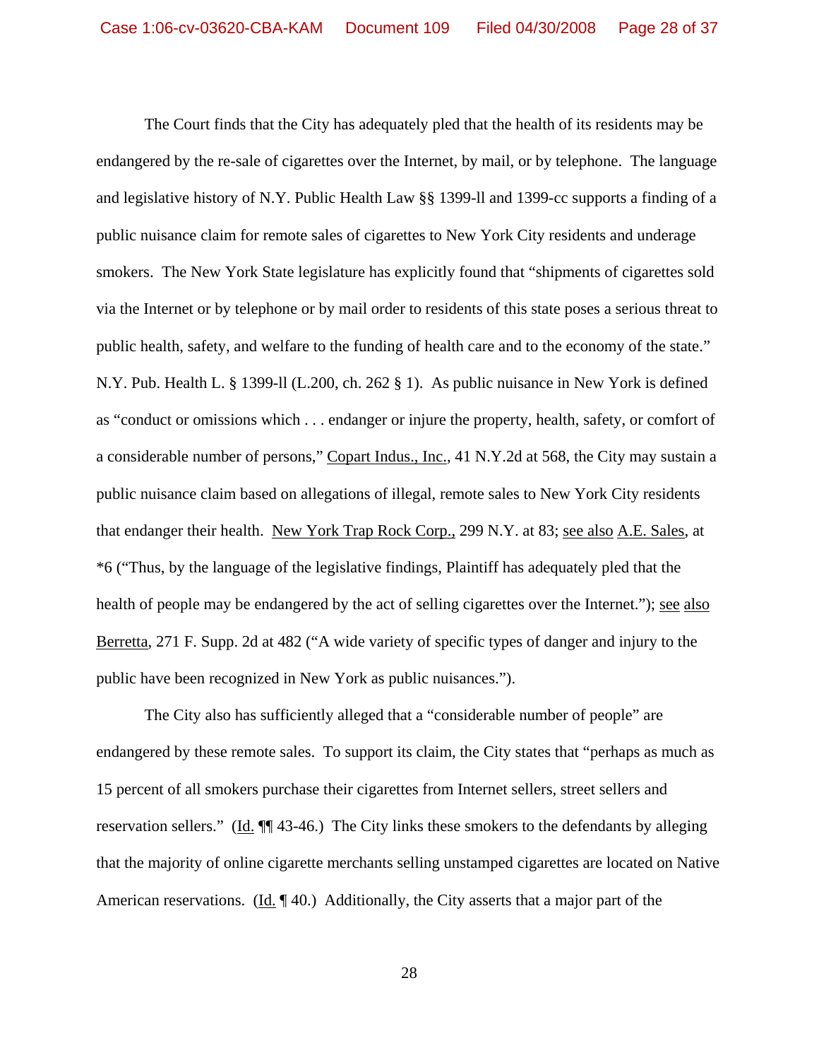The Court finds that the City has adequately pled that the health of its residents may be endangered by the re-sale of cigarettes over the Internet, by mail, or by telephone. The language and legislative history of N.Y. Public Health Law §§ 1399-ll and 1399-cc supports a finding of a public nuisance claim for remote sales of cigarettes to New York City residents and underage smokers. The New York State legislature has explicitly found that "shipments of cigarettes sold via the Internet or by telephone or by mail order to residents of this state poses a serious threat to public health, safety, and welfare to the funding of health care and to the economy of the state." N.Y. Pub. Health L. § 1399-ll (L.200, ch. 262 § 1). As public nuisance in New York is defined as "conduct or omissions which . . . endanger or injure the property, health, safety, or comfort of a considerable number of persons," Copart Indus., Inc., 41 N.Y.2d at 568, the City may sustain a public nuisance claim based on allegations of illegal, remote sales to New York City residents that endanger their health. New York Trap Rock Corp., 299 N.Y. at 83; see also A.E. Sales, at *6 ("Thus, by the language of the legislative findings, Plaintiff has adequately pled that the health of people may be endangered by the act of selling cigarettes over the Internet."); see also Berretta, 271 F. Supp. 2d at 482 ("A wide variety of specific types of danger and injury to the public have been recognized in New York as public nuisances.").

The City also has sufficiently alleged that a "considerable number of people" are endangered by these remote sales. To support its claim, the City states that "perhaps as much as 15 percent of all smokers purchase their cigarettes from Internet sellers, street sellers and reservation sellers." (Id. ¶¶ 43-46.) The City links these smokers to the defendants by alleging that the majority of online cigarette merchants selling unstamped cigarettes are located on Native American reservations. (Id. ¶ 40.) Additionally, the City asserts that a major part of the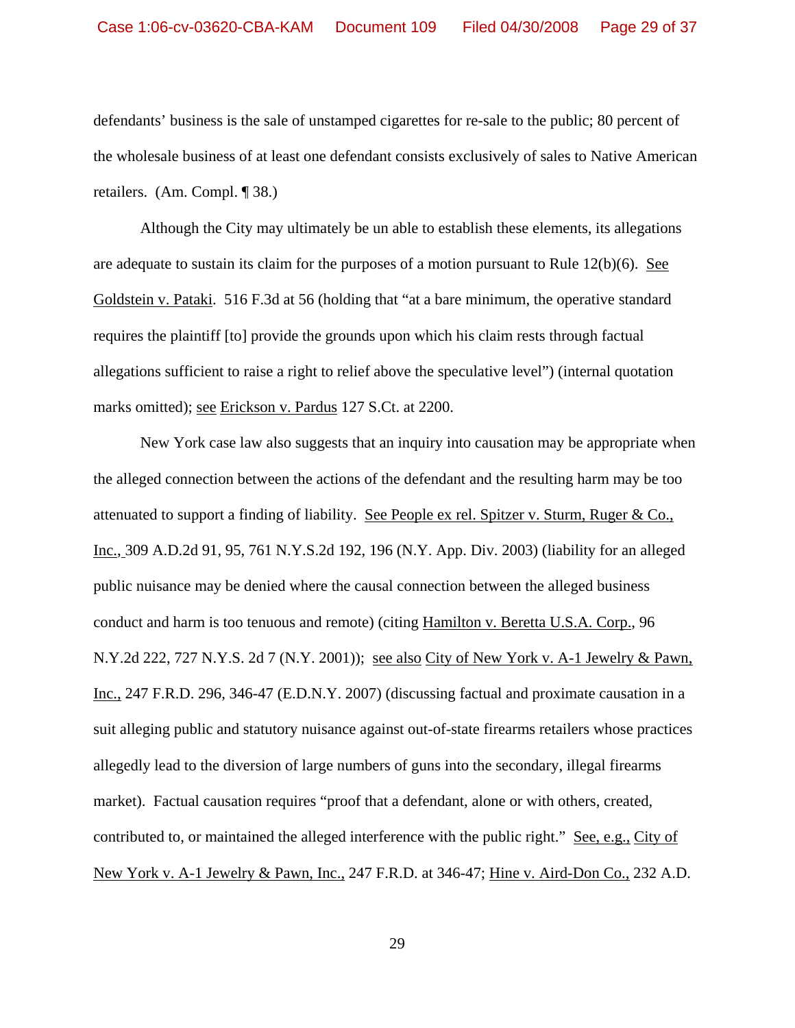defendants' business is the sale of unstamped cigarettes for re-sale to the public; 80 percent of the wholesale business of at least one defendant consists exclusively of sales to Native American retailers. (Am. Compl. ¶ 38.)

Although the City may ultimately be un able to establish these elements, its allegations are adequate to sustain its claim for the purposes of a motion pursuant to Rule 12(b)(6). See Goldstein v. Pataki. 516 F.3d at 56 (holding that "at a bare minimum, the operative standard requires the plaintiff [to] provide the grounds upon which his claim rests through factual allegations sufficient to raise a right to relief above the speculative level") (internal quotation marks omitted); see Erickson v. Pardus 127 S.Ct. at 2200.

New York case law also suggests that an inquiry into causation may be appropriate when the alleged connection between the actions of the defendant and the resulting harm may be too attenuated to support a finding of liability. See People ex rel. Spitzer v. Sturm, Ruger & Co., Inc., 309 A.D.2d 91, 95, 761 N.Y.S.2d 192, 196 (N.Y. App. Div. 2003) (liability for an alleged public nuisance may be denied where the causal connection between the alleged business conduct and harm is too tenuous and remote) (citing Hamilton v. Beretta U.S.A. Corp., 96 N.Y.2d 222, 727 N.Y.S. 2d 7 (N.Y. 2001)); see also City of New York v. A-1 Jewelry & Pawn, Inc., 247 F.R.D. 296, 346-47 (E.D.N.Y. 2007) (discussing factual and proximate causation in a suit alleging public and statutory nuisance against out-of-state firearms retailers whose practices allegedly lead to the diversion of large numbers of guns into the secondary, illegal firearms market). Factual causation requires "proof that a defendant, alone or with others, created, contributed to, or maintained the alleged interference with the public right." See, e.g., City of New York v. A-1 Jewelry & Pawn, Inc., 247 F.R.D. at 346-47; Hine v. Aird-Don Co., 232 A.D.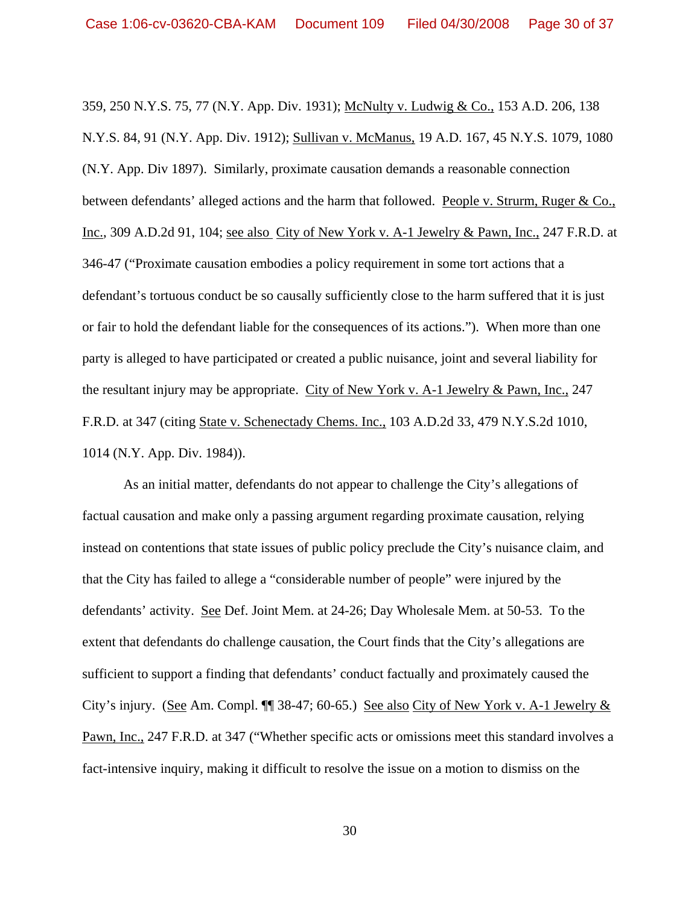359, 250 N.Y.S. 75, 77 (N.Y. App. Div. 1931); McNulty v. Ludwig & Co., 153 A.D. 206, 138 N.Y.S. 84, 91 (N.Y. App. Div. 1912); Sullivan v. McManus, 19 A.D. 167, 45 N.Y.S. 1079, 1080 (N.Y. App. Div 1897). Similarly, proximate causation demands a reasonable connection between defendants' alleged actions and the harm that followed. People v. Strurm, Ruger & Co., Inc., 309 A.D.2d 91, 104; see also City of New York v. A-1 Jewelry & Pawn, Inc., 247 F.R.D. at 346-47 ("Proximate causation embodies a policy requirement in some tort actions that a defendant's tortuous conduct be so causally sufficiently close to the harm suffered that it is just or fair to hold the defendant liable for the consequences of its actions."). When more than one party is alleged to have participated or created a public nuisance, joint and several liability for the resultant injury may be appropriate. City of New York v. A-1 Jewelry & Pawn, Inc., 247 F.R.D. at 347 (citing State v. Schenectady Chems. Inc., 103 A.D.2d 33, 479 N.Y.S.2d 1010, 1014 (N.Y. App. Div. 1984)).

As an initial matter, defendants do not appear to challenge the City's allegations of factual causation and make only a passing argument regarding proximate causation, relying instead on contentions that state issues of public policy preclude the City's nuisance claim, and that the City has failed to allege a "considerable number of people" were injured by the defendants' activity. See Def. Joint Mem. at 24-26; Day Wholesale Mem. at 50-53. To the extent that defendants do challenge causation, the Court finds that the City's allegations are sufficient to support a finding that defendants' conduct factually and proximately caused the City's injury. (See Am. Compl. ¶¶ 38-47; 60-65.) See also City of New York v. A-1 Jewelry & Pawn, Inc., 247 F.R.D. at 347 ("Whether specific acts or omissions meet this standard involves a fact-intensive inquiry, making it difficult to resolve the issue on a motion to dismiss on the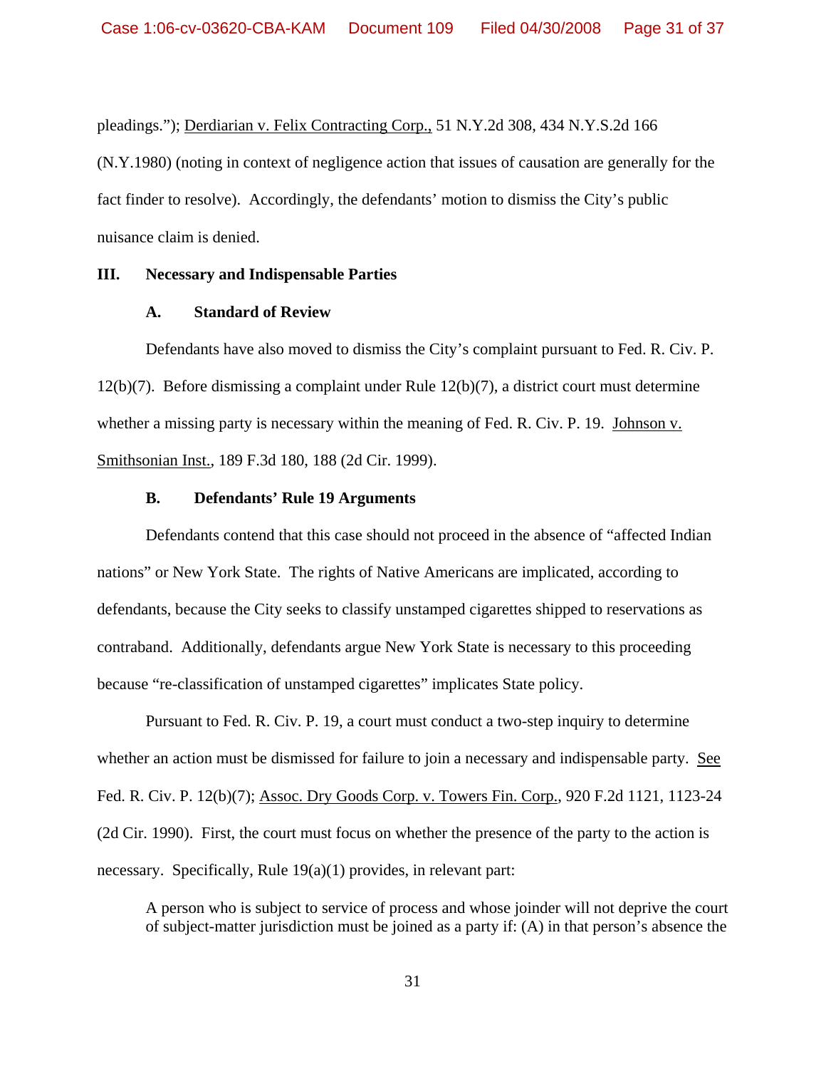pleadings."); Derdiarian v. Felix Contracting Corp., 51 N.Y.2d 308, 434 N.Y.S.2d 166 (N.Y.1980) (noting in context of negligence action that issues of causation are generally for the fact finder to resolve). Accordingly, the defendants' motion to dismiss the City's public nuisance claim is denied.

## III. Necessary and Indispensable Parties

### A. Standard of Review

Defendants have also moved to dismiss the City's complaint pursuant to Fed. R. Civ. P. 12(b)(7). Before dismissing a complaint under Rule 12(b)(7), a district court must determine whether a missing party is necessary within the meaning of Fed. R. Civ. P. 19. Johnson v. Smithsonian Inst., 189 F.3d 180, 188 (2d Cir. 1999).

### B. Defendants' Rule 19 Arguments

Defendants contend that this case should not proceed in the absence of "affected Indian nations" or New York State. The rights of Native Americans are implicated, according to defendants, because the City seeks to classify unstamped cigarettes shipped to reservations as contraband. Additionally, defendants argue New York State is necessary to this proceeding because "re-classification of unstamped cigarettes" implicates State policy.

Pursuant to Fed. R. Civ. P. 19, a court must conduct a two-step inquiry to determine whether an action must be dismissed for failure to join a necessary and indispensable party. See Fed. R. Civ. P. 12(b)(7); Assoc. Dry Goods Corp. v. Towers Fin. Corp., 920 F.2d 1121, 1123-24 (2d Cir. 1990). First, the court must focus on whether the presence of the party to the action is necessary. Specifically, Rule 19(a)(1) provides, in relevant part:

> A person who is subject to service of process and whose joinder will not deprive the court of subject-matter jurisdiction must be joined as a party if: (A) in that person's absence the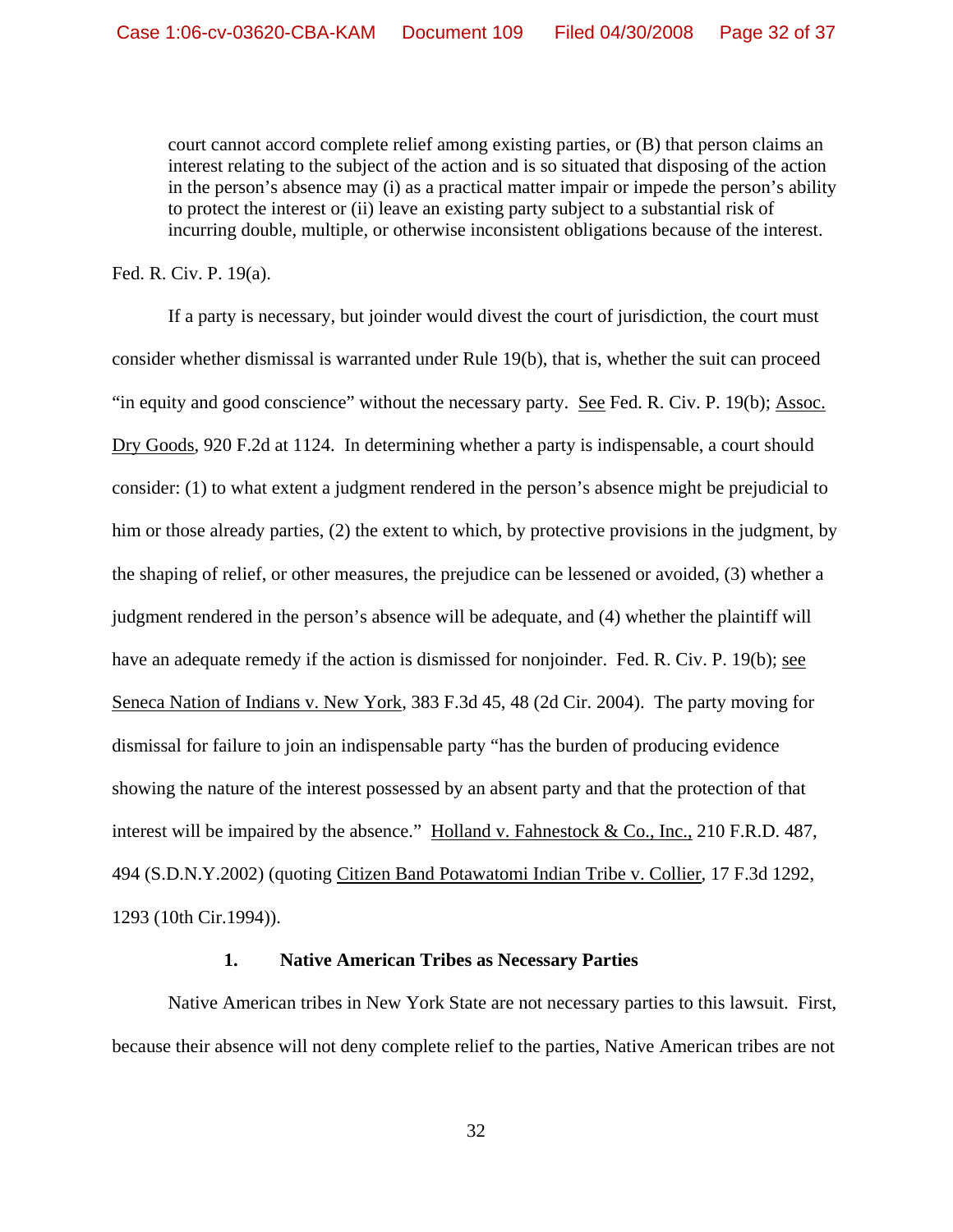> court cannot accord complete relief among existing parties, or (B) that person claims an interest relating to the subject of the action and is so situated that disposing of the action in the person's absence may (i) as a practical matter impair or impede the person's ability to protect the interest or (ii) leave an existing party subject to a substantial risk of incurring double, multiple, or otherwise inconsistent obligations because of the interest.

Fed. R. Civ. P. 19(a).

If a party is necessary, but joinder would divest the court of jurisdiction, the court must consider whether dismissal is warranted under Rule 19(b), that is, whether the suit can proceed "in equity and good conscience" without the necessary party. See Fed. R. Civ. P. 19(b); Assoc. Dry Goods, 920 F.2d at 1124. In determining whether a party is indispensable, a court should consider: (1) to what extent a judgment rendered in the person's absence might be prejudicial to him or those already parties, (2) the extent to which, by protective provisions in the judgment, by the shaping of relief, or other measures, the prejudice can be lessened or avoided, (3) whether a judgment rendered in the person's absence will be adequate, and (4) whether the plaintiff will have an adequate remedy if the action is dismissed for nonjoinder. Fed. R. Civ. P. 19(b); see Seneca Nation of Indians v. New York, 383 F.3d 45, 48 (2d Cir. 2004). The party moving for dismissal for failure to join an indispensable party "has the burden of producing evidence showing the nature of the interest possessed by an absent party and that the protection of that interest will be impaired by the absence." Holland v. Fahnestock & Co., Inc., 210 F.R.D. 487, 494 (S.D.N.Y.2002) (quoting Citizen Band Potawatomi Indian Tribe v. Collier, 17 F.3d 1292, 1293 (10th Cir.1994)).

### 1. Native American Tribes as Necessary Parties

Native American tribes in New York State are not necessary parties to this lawsuit. First, because their absence will not deny complete relief to the parties, Native American tribes are not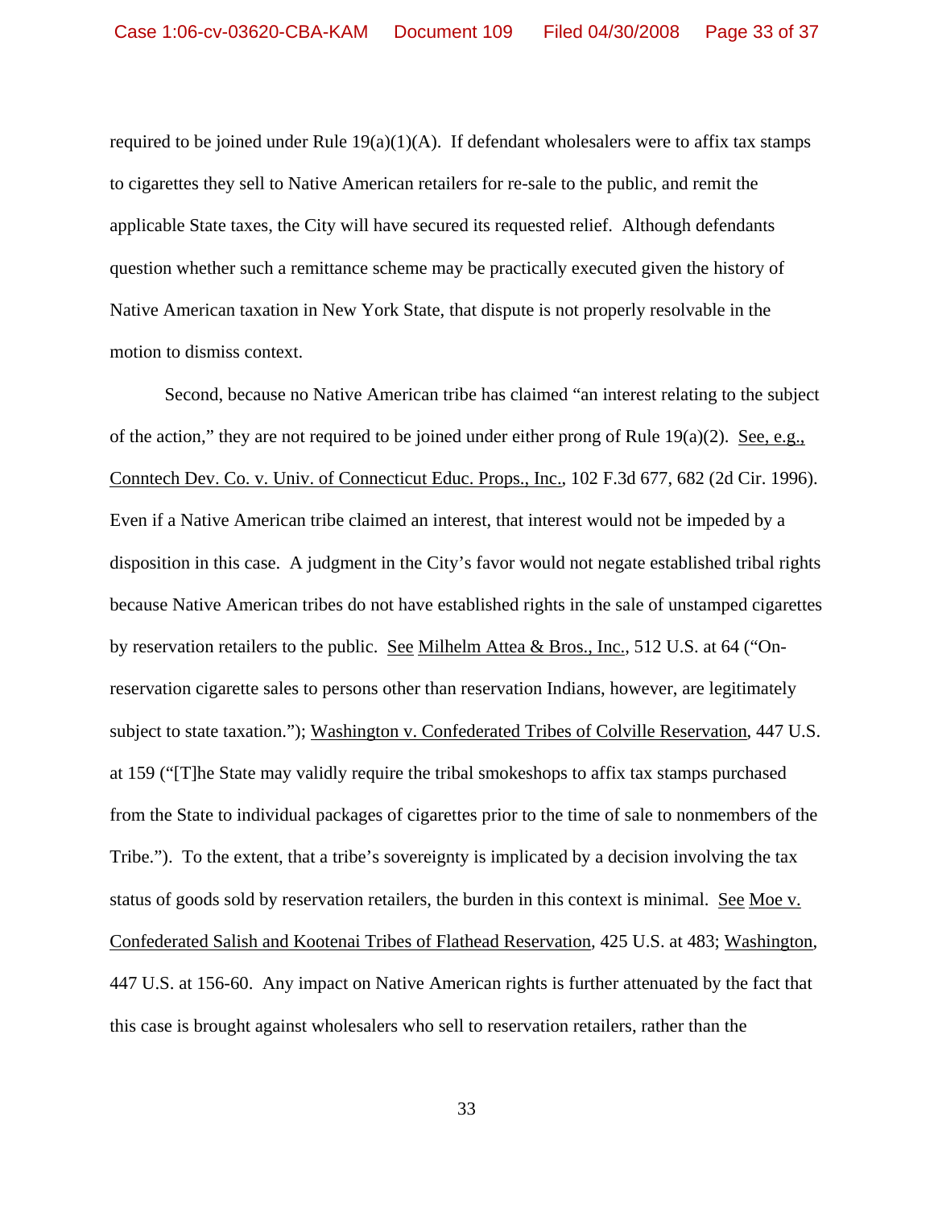required to be joined under Rule 19(a)(1)(A). If defendant wholesalers were to affix tax stamps to cigarettes they sell to Native American retailers for re-sale to the public, and remit the applicable State taxes, the City will have secured its requested relief. Although defendants question whether such a remittance scheme may be practically executed given the history of Native American taxation in New York State, that dispute is not properly resolvable in the motion to dismiss context.

Second, because no Native American tribe has claimed "an interest relating to the subject of the action," they are not required to be joined under either prong of Rule 19(a)(2). See, e.g., Conntech Dev. Co. v. Univ. of Connecticut Educ. Props., Inc., 102 F.3d 677, 682 (2d Cir. 1996). Even if a Native American tribe claimed an interest, that interest would not be impeded by a disposition in this case. A judgment in the City's favor would not negate established tribal rights because Native American tribes do not have established rights in the sale of unstamped cigarettes by reservation retailers to the public. See Milhelm Attea & Bros., Inc., 512 U.S. at 64 ("On-reservation cigarette sales to persons other than reservation Indians, however, are legitimately subject to state taxation."); Washington v. Confederated Tribes of Colville Reservation, 447 U.S. at 159 ("[T]he State may validly require the tribal smokeshops to affix tax stamps purchased from the State to individual packages of cigarettes prior to the time of sale to nonmembers of the Tribe."). To the extent, that a tribe's sovereignty is implicated by a decision involving the tax status of goods sold by reservation retailers, the burden in this context is minimal. See Moe v. Confederated Salish and Kootenai Tribes of Flathead Reservation, 425 U.S. at 483; Washington, 447 U.S. at 156-60. Any impact on Native American rights is further attenuated by the fact that this case is brought against wholesalers who sell to reservation retailers, rather than the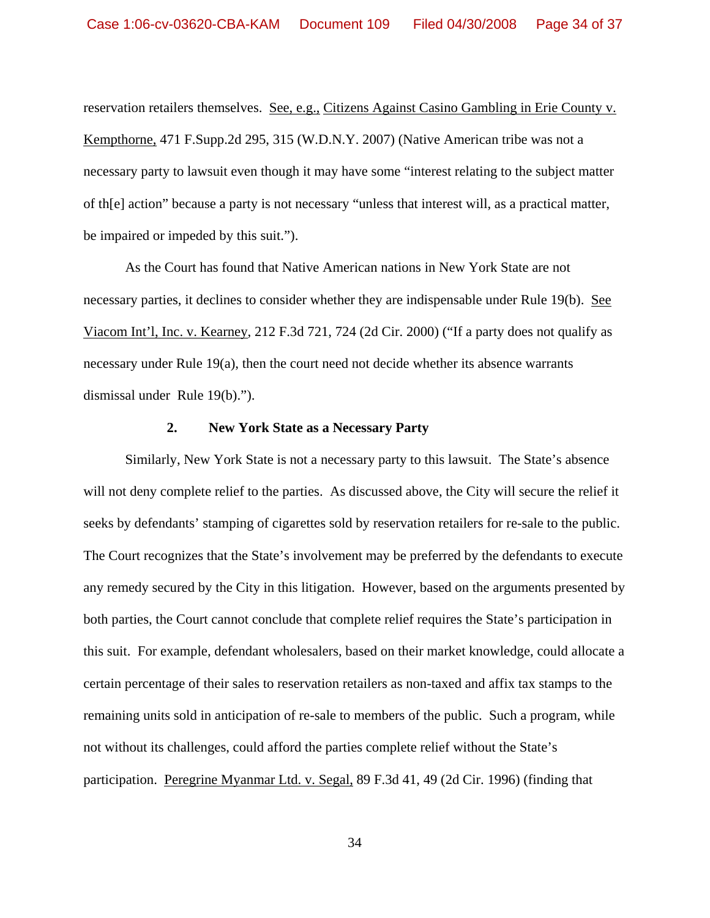reservation retailers themselves. See, e.g., Citizens Against Casino Gambling in Erie County v. Kempthorne, 471 F.Supp.2d 295, 315 (W.D.N.Y. 2007) (Native American tribe was not a necessary party to lawsuit even though it may have some "interest relating to the subject matter of th[e] action" because a party is not necessary "unless that interest will, as a practical matter, be impaired or impeded by this suit.").

As the Court has found that Native American nations in New York State are not necessary parties, it declines to consider whether they are indispensable under Rule 19(b). See Viacom Int'l, Inc. v. Kearney, 212 F.3d 721, 724 (2d Cir. 2000) ("If a party does not qualify as necessary under Rule 19(a), then the court need not decide whether its absence warrants dismissal under Rule 19(b).").

### 2. New York State as a Necessary Party

Similarly, New York State is not a necessary party to this lawsuit. The State's absence will not deny complete relief to the parties. As discussed above, the City will secure the relief it seeks by defendants' stamping of cigarettes sold by reservation retailers for re-sale to the public. The Court recognizes that the State's involvement may be preferred by the defendants to execute any remedy secured by the City in this litigation. However, based on the arguments presented by both parties, the Court cannot conclude that complete relief requires the State's participation in this suit. For example, defendant wholesalers, based on their market knowledge, could allocate a certain percentage of their sales to reservation retailers as non-taxed and affix tax stamps to the remaining units sold in anticipation of re-sale to members of the public. Such a program, while not without its challenges, could afford the parties complete relief without the State's participation. Peregrine Myanmar Ltd. v. Segal, 89 F.3d 41, 49 (2d Cir. 1996) (finding that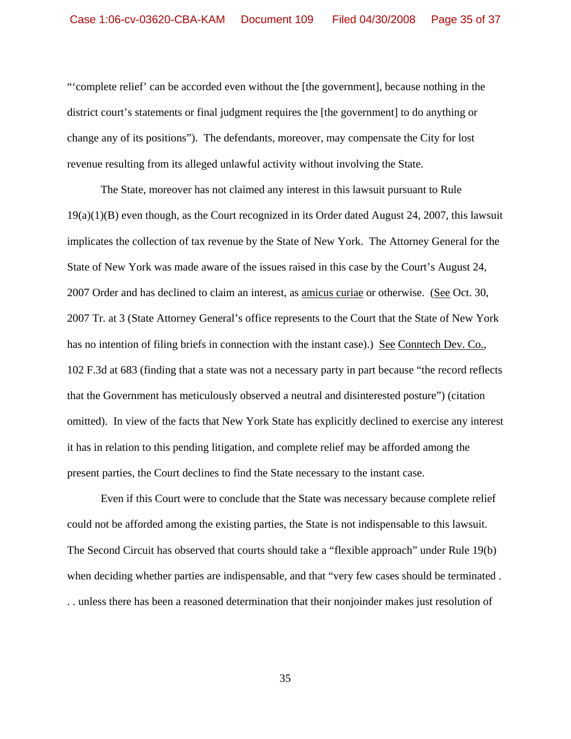"'complete relief' can be accorded even without the [the government], because nothing in the district court's statements or final judgment requires the [the government] to do anything or change any of its positions"). The defendants, moreover, may compensate the City for lost revenue resulting from its alleged unlawful activity without involving the State.

The State, moreover has not claimed any interest in this lawsuit pursuant to Rule 19(a)(1)(B) even though, as the Court recognized in its Order dated August 24, 2007, this lawsuit implicates the collection of tax revenue by the State of New York. The Attorney General for the State of New York was made aware of the issues raised in this case by the Court's August 24, 2007 Order and has declined to claim an interest, as amicus curiae or otherwise. (See Oct. 30, 2007 Tr. at 3 (State Attorney General's office represents to the Court that the State of New York has no intention of filing briefs in connection with the instant case).) See Conntech Dev. Co., 102 F.3d at 683 (finding that a state was not a necessary party in part because "the record reflects that the Government has meticulously observed a neutral and disinterested posture") (citation omitted). In view of the facts that New York State has explicitly declined to exercise any interest it has in relation to this pending litigation, and complete relief may be afforded among the present parties, the Court declines to find the State necessary to the instant case.

Even if this Court were to conclude that the State was necessary because complete relief could not be afforded among the existing parties, the State is not indispensable to this lawsuit. The Second Circuit has observed that courts should take a "flexible approach" under Rule 19(b) when deciding whether parties are indispensable, and that "very few cases should be terminated . . . unless there has been a reasoned determination that their nonjoinder makes just resolution of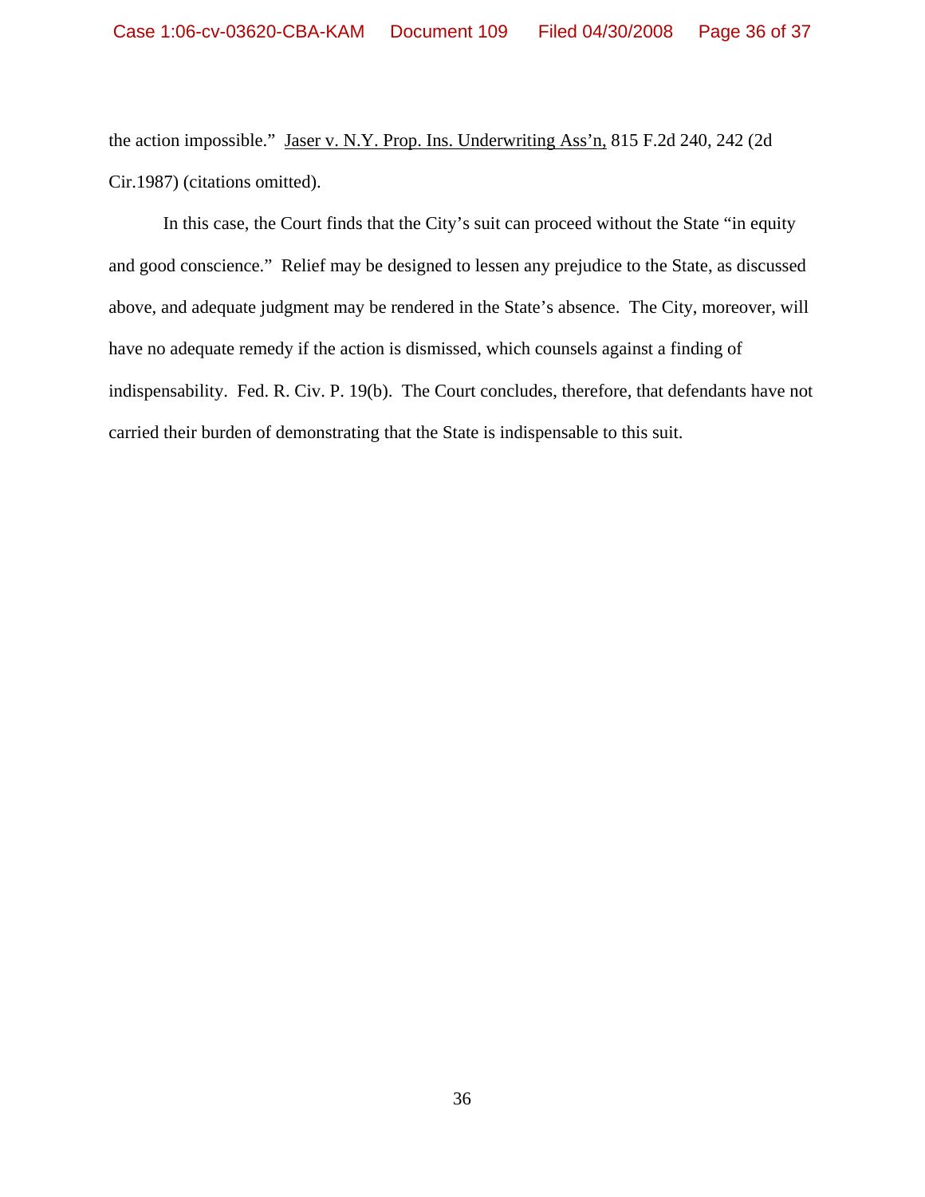the action impossible." Jaser v. N.Y. Prop. Ins. Underwriting Ass'n, 815 F.2d 240, 242 (2d Cir.1987) (citations omitted).

In this case, the Court finds that the City's suit can proceed without the State "in equity and good conscience." Relief may be designed to lessen any prejudice to the State, as discussed above, and adequate judgment may be rendered in the State's absence. The City, moreover, will have no adequate remedy if the action is dismissed, which counsels against a finding of indispensability. Fed. R. Civ. P. 19(b). The Court concludes, therefore, that defendants have not carried their burden of demonstrating that the State is indispensable to this suit.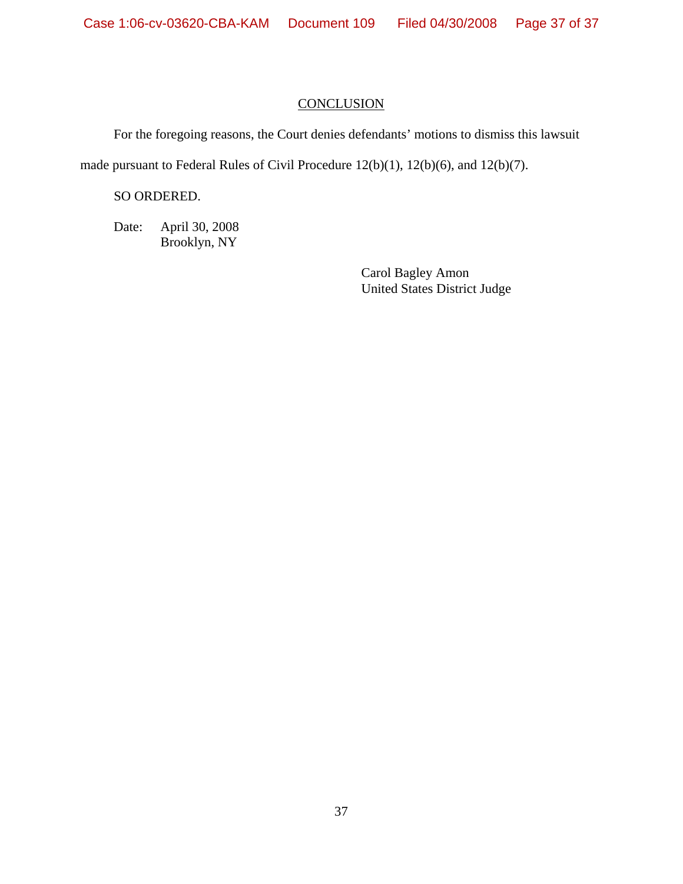## CONCLUSION

For the foregoing reasons, the Court denies defendants' motions to dismiss this lawsuit made pursuant to Federal Rules of Civil Procedure 12(b)(1), 12(b)(6), and 12(b)(7).

SO ORDERED.

Date: April 30, 2008
Brooklyn, NY

Carol Bagley Amon
United States District Judge